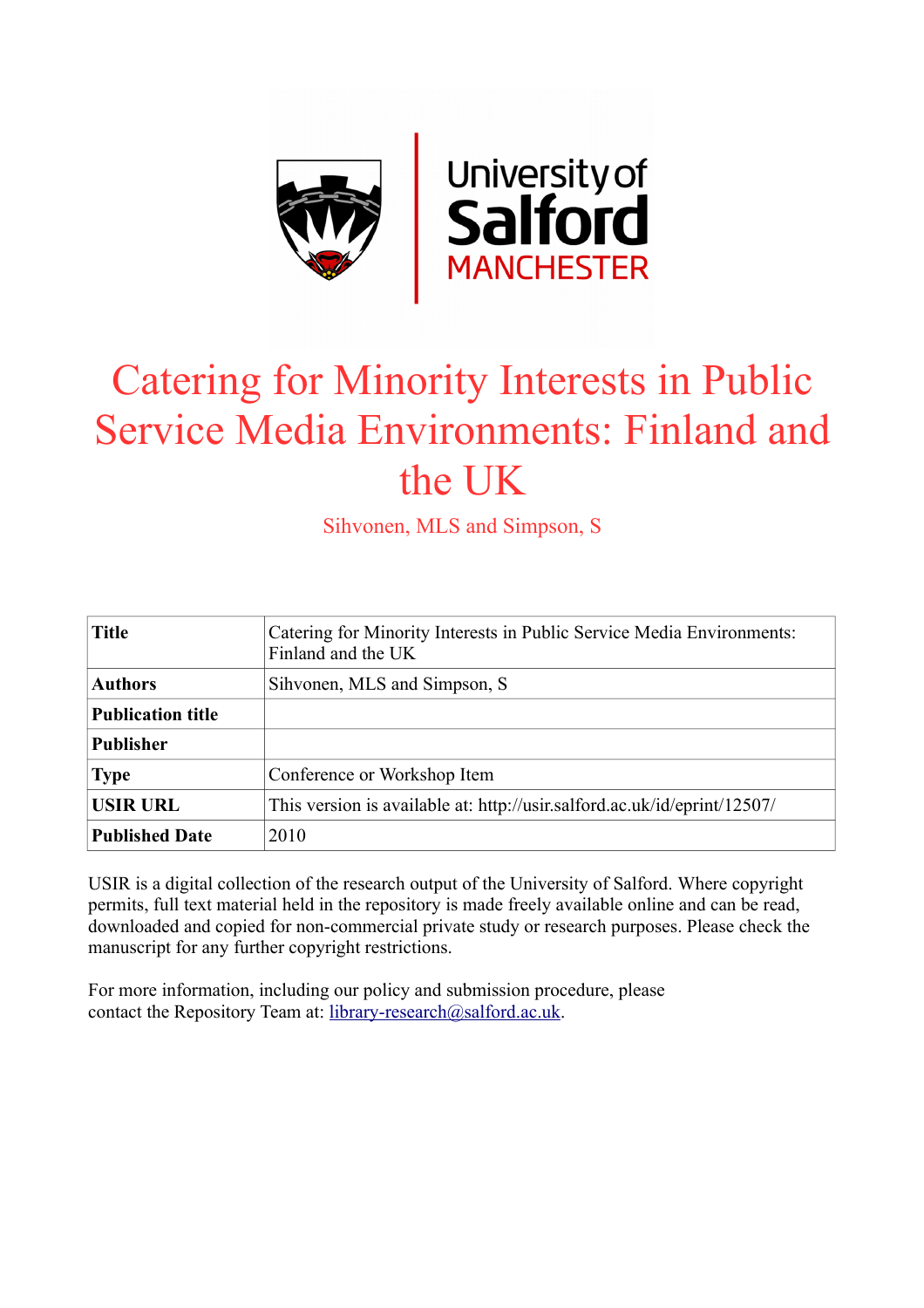University of Salford MANCHESTER

# Catering for Minority Interests in Public Service Media Environments: Finland and the UK

Sihvonen, MLS and Simpson, S

| | |
|---|---|
| **Title** | Catering for Minority Interests in Public Service Media Environments: Finland and the UK |
| **Authors** | Sihvonen, MLS and Simpson, S |
| **Publication title** | |
| **Publisher** | |
| **Type** | Conference or Workshop Item |
| **USIR URL** | This version is available at: http://usir.salford.ac.uk/id/eprint/12507/ |
| **Published Date** | 2010 |

USIR is a digital collection of the research output of the University of Salford. Where copyright permits, full text material held in the repository is made freely available online and can be read, downloaded and copied for non-commercial private study or research purposes. Please check the manuscript for any further copyright restrictions.

For more information, including our policy and submission procedure, please contact the Repository Team at: library-research@salford.ac.uk.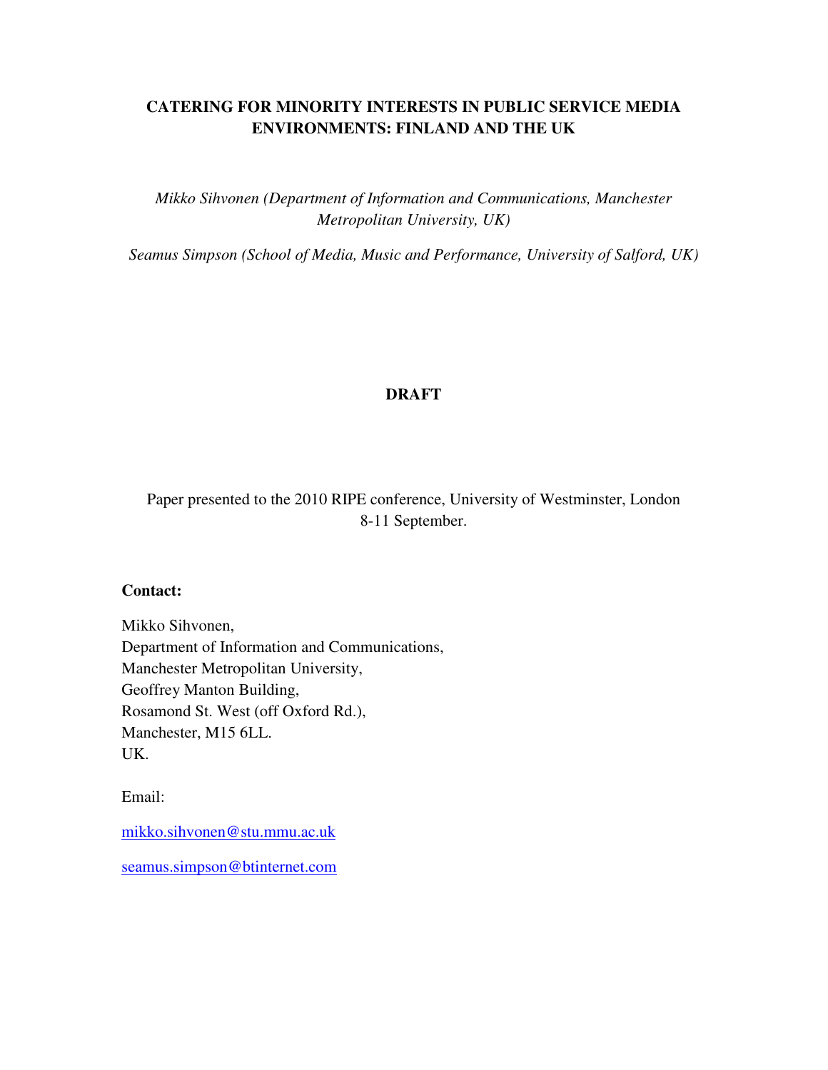# CATERING FOR MINORITY INTERESTS IN PUBLIC SERVICE MEDIA ENVIRONMENTS: FINLAND AND THE UK

*Mikko Sihvonen (Department of Information and Communications, Manchester Metropolitan University, UK)*

*Seamus Simpson (School of Media, Music and Performance, University of Salford, UK)*

**DRAFT**

Paper presented to the 2010 RIPE conference, University of Westminster, London 8-11 September.

**Contact:**

Mikko Sihvonen,
Department of Information and Communications,
Manchester Metropolitan University,
Geoffrey Manton Building,
Rosamond St. West (off Oxford Rd.),
Manchester, M15 6LL.
UK.

Email:

mikko.sihvonen@stu.mmu.ac.uk

seamus.simpson@btinternet.com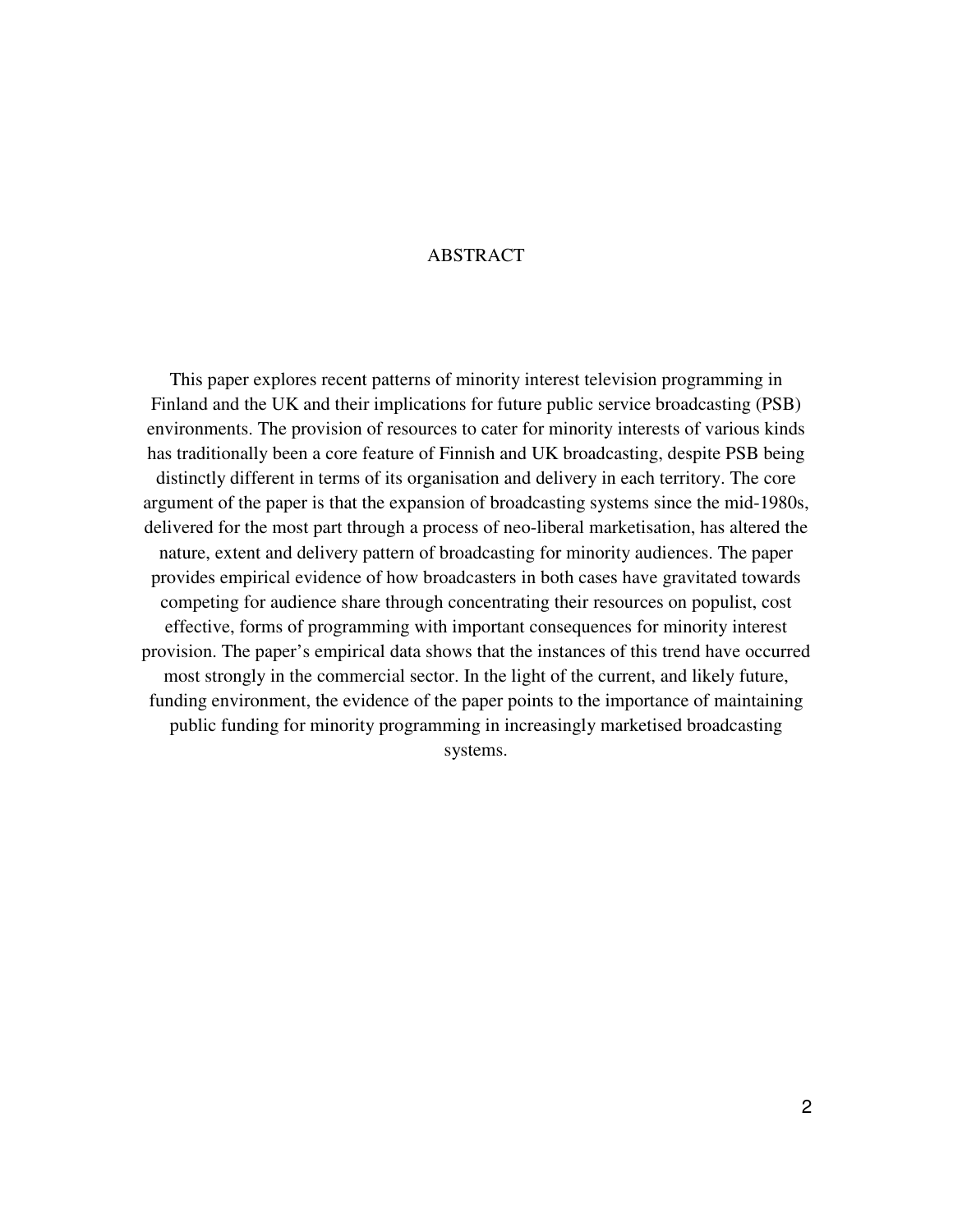## ABSTRACT

This paper explores recent patterns of minority interest television programming in Finland and the UK and their implications for future public service broadcasting (PSB) environments. The provision of resources to cater for minority interests of various kinds has traditionally been a core feature of Finnish and UK broadcasting, despite PSB being distinctly different in terms of its organisation and delivery in each territory. The core argument of the paper is that the expansion of broadcasting systems since the mid-1980s, delivered for the most part through a process of neo-liberal marketisation, has altered the nature, extent and delivery pattern of broadcasting for minority audiences. The paper provides empirical evidence of how broadcasters in both cases have gravitated towards competing for audience share through concentrating their resources on populist, cost effective, forms of programming with important consequences for minority interest provision. The paper's empirical data shows that the instances of this trend have occurred most strongly in the commercial sector. In the light of the current, and likely future, funding environment, the evidence of the paper points to the importance of maintaining public funding for minority programming in increasingly marketised broadcasting systems.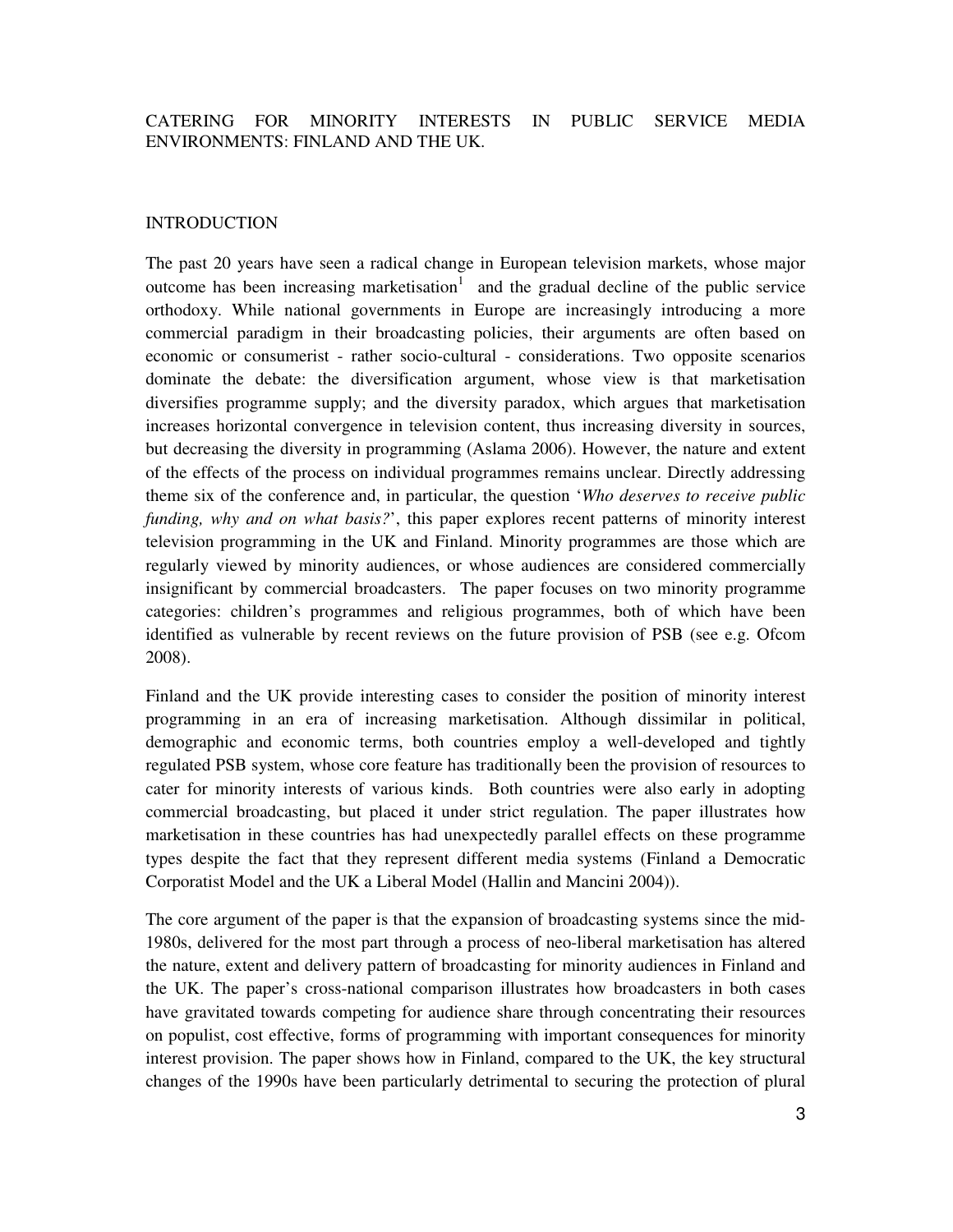# CATERING FOR MINORITY INTERESTS IN PUBLIC SERVICE MEDIA ENVIRONMENTS: FINLAND AND THE UK.

## INTRODUCTION

The past 20 years have seen a radical change in European television markets, whose major outcome has been increasing marketisation[1] and the gradual decline of the public service orthodoxy. While national governments in Europe are increasingly introducing a more commercial paradigm in their broadcasting policies, their arguments are often based on economic or consumerist - rather socio-cultural - considerations. Two opposite scenarios dominate the debate: the diversification argument, whose view is that marketisation diversifies programme supply; and the diversity paradox, which argues that marketisation increases horizontal convergence in television content, thus increasing diversity in sources, but decreasing the diversity in programming (Aslama 2006). However, the nature and extent of the effects of the process on individual programmes remains unclear. Directly addressing theme six of the conference and, in particular, the question '*Who deserves to receive public funding, why and on what basis?*', this paper explores recent patterns of minority interest television programming in the UK and Finland. Minority programmes are those which are regularly viewed by minority audiences, or whose audiences are considered commercially insignificant by commercial broadcasters. The paper focuses on two minority programme categories: children's programmes and religious programmes, both of which have been identified as vulnerable by recent reviews on the future provision of PSB (see e.g. Ofcom 2008).

Finland and the UK provide interesting cases to consider the position of minority interest programming in an era of increasing marketisation. Although dissimilar in political, demographic and economic terms, both countries employ a well-developed and tightly regulated PSB system, whose core feature has traditionally been the provision of resources to cater for minority interests of various kinds. Both countries were also early in adopting commercial broadcasting, but placed it under strict regulation. The paper illustrates how marketisation in these countries has had unexpectedly parallel effects on these programme types despite the fact that they represent different media systems (Finland a Democratic Corporatist Model and the UK a Liberal Model (Hallin and Mancini 2004)).

The core argument of the paper is that the expansion of broadcasting systems since the mid-1980s, delivered for the most part through a process of neo-liberal marketisation has altered the nature, extent and delivery pattern of broadcasting for minority audiences in Finland and the UK. The paper's cross-national comparison illustrates how broadcasters in both cases have gravitated towards competing for audience share through concentrating their resources on populist, cost effective, forms of programming with important consequences for minority interest provision. The paper shows how in Finland, compared to the UK, the key structural changes of the 1990s have been particularly detrimental to securing the protection of plural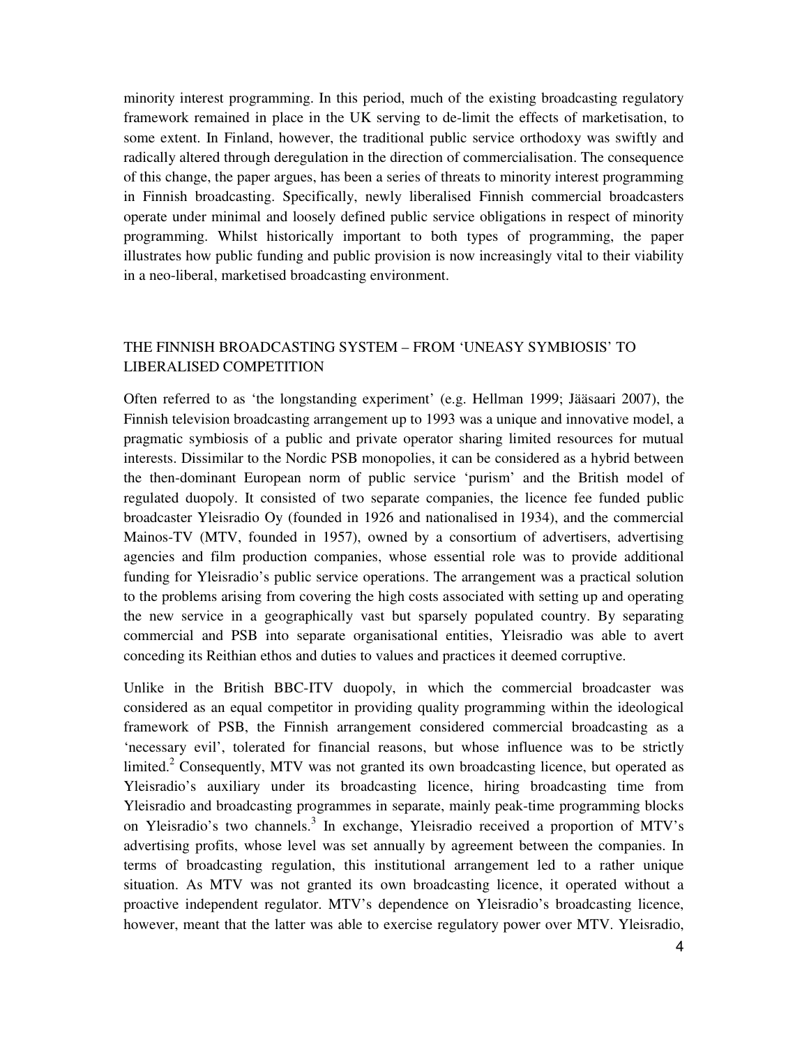minority interest programming. In this period, much of the existing broadcasting regulatory framework remained in place in the UK serving to de-limit the effects of marketisation, to some extent. In Finland, however, the traditional public service orthodoxy was swiftly and radically altered through deregulation in the direction of commercialisation. The consequence of this change, the paper argues, has been a series of threats to minority interest programming in Finnish broadcasting. Specifically, newly liberalised Finnish commercial broadcasters operate under minimal and loosely defined public service obligations in respect of minority programming. Whilst historically important to both types of programming, the paper illustrates how public funding and public provision is now increasingly vital to their viability in a neo-liberal, marketised broadcasting environment.

## THE FINNISH BROADCASTING SYSTEM – FROM 'UNEASY SYMBIOSIS' TO LIBERALISED COMPETITION

Often referred to as 'the longstanding experiment' (e.g. Hellman 1999; Jääsaari 2007), the Finnish television broadcasting arrangement up to 1993 was a unique and innovative model, a pragmatic symbiosis of a public and private operator sharing limited resources for mutual interests. Dissimilar to the Nordic PSB monopolies, it can be considered as a hybrid between the then-dominant European norm of public service 'purism' and the British model of regulated duopoly. It consisted of two separate companies, the licence fee funded public broadcaster Yleisradio Oy (founded in 1926 and nationalised in 1934), and the commercial Mainos-TV (MTV, founded in 1957), owned by a consortium of advertisers, advertising agencies and film production companies, whose essential role was to provide additional funding for Yleisradio's public service operations. The arrangement was a practical solution to the problems arising from covering the high costs associated with setting up and operating the new service in a geographically vast but sparsely populated country. By separating commercial and PSB into separate organisational entities, Yleisradio was able to avert conceding its Reithian ethos and duties to values and practices it deemed corruptive.

Unlike in the British BBC-ITV duopoly, in which the commercial broadcaster was considered as an equal competitor in providing quality programming within the ideological framework of PSB, the Finnish arrangement considered commercial broadcasting as a 'necessary evil', tolerated for financial reasons, but whose influence was to be strictly limited.[2] Consequently, MTV was not granted its own broadcasting licence, but operated as Yleisradio's auxiliary under its broadcasting licence, hiring broadcasting time from Yleisradio and broadcasting programmes in separate, mainly peak-time programming blocks on Yleisradio's two channels.[3] In exchange, Yleisradio received a proportion of MTV's advertising profits, whose level was set annually by agreement between the companies. In terms of broadcasting regulation, this institutional arrangement led to a rather unique situation. As MTV was not granted its own broadcasting licence, it operated without a proactive independent regulator. MTV's dependence on Yleisradio's broadcasting licence, however, meant that the latter was able to exercise regulatory power over MTV. Yleisradio,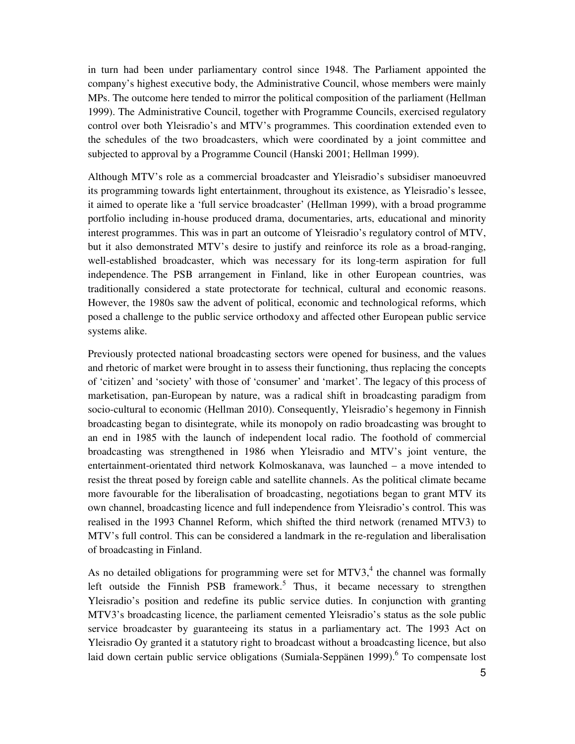in turn had been under parliamentary control since 1948. The Parliament appointed the company's highest executive body, the Administrative Council, whose members were mainly MPs. The outcome here tended to mirror the political composition of the parliament (Hellman 1999). The Administrative Council, together with Programme Councils, exercised regulatory control over both Yleisradio's and MTV's programmes. This coordination extended even to the schedules of the two broadcasters, which were coordinated by a joint committee and subjected to approval by a Programme Council (Hanski 2001; Hellman 1999).

Although MTV's role as a commercial broadcaster and Yleisradio's subsidiser manoeuvred its programming towards light entertainment, throughout its existence, as Yleisradio's lessee, it aimed to operate like a 'full service broadcaster' (Hellman 1999), with a broad programme portfolio including in-house produced drama, documentaries, arts, educational and minority interest programmes. This was in part an outcome of Yleisradio's regulatory control of MTV, but it also demonstrated MTV's desire to justify and reinforce its role as a broad-ranging, well-established broadcaster, which was necessary for its long-term aspiration for full independence. The PSB arrangement in Finland, like in other European countries, was traditionally considered a state protectorate for technical, cultural and economic reasons. However, the 1980s saw the advent of political, economic and technological reforms, which posed a challenge to the public service orthodoxy and affected other European public service systems alike.

Previously protected national broadcasting sectors were opened for business, and the values and rhetoric of market were brought in to assess their functioning, thus replacing the concepts of 'citizen' and 'society' with those of 'consumer' and 'market'. The legacy of this process of marketisation, pan-European by nature, was a radical shift in broadcasting paradigm from socio-cultural to economic (Hellman 2010). Consequently, Yleisradio's hegemony in Finnish broadcasting began to disintegrate, while its monopoly on radio broadcasting was brought to an end in 1985 with the launch of independent local radio. The foothold of commercial broadcasting was strengthened in 1986 when Yleisradio and MTV's joint venture, the entertainment-orientated third network Kolmoskanava, was launched – a move intended to resist the threat posed by foreign cable and satellite channels. As the political climate became more favourable for the liberalisation of broadcasting, negotiations began to grant MTV its own channel, broadcasting licence and full independence from Yleisradio's control. This was realised in the 1993 Channel Reform, which shifted the third network (renamed MTV3) to MTV's full control. This can be considered a landmark in the re-regulation and liberalisation of broadcasting in Finland.

As no detailed obligations for programming were set for MTV3,[4] the channel was formally left outside the Finnish PSB framework.[5] Thus, it became necessary to strengthen Yleisradio's position and redefine its public service duties. In conjunction with granting MTV3's broadcasting licence, the parliament cemented Yleisradio's status as the sole public service broadcaster by guaranteeing its status in a parliamentary act. The 1993 Act on Yleisradio Oy granted it a statutory right to broadcast without a broadcasting licence, but also laid down certain public service obligations (Sumiala-Seppänen 1999).[6] To compensate lost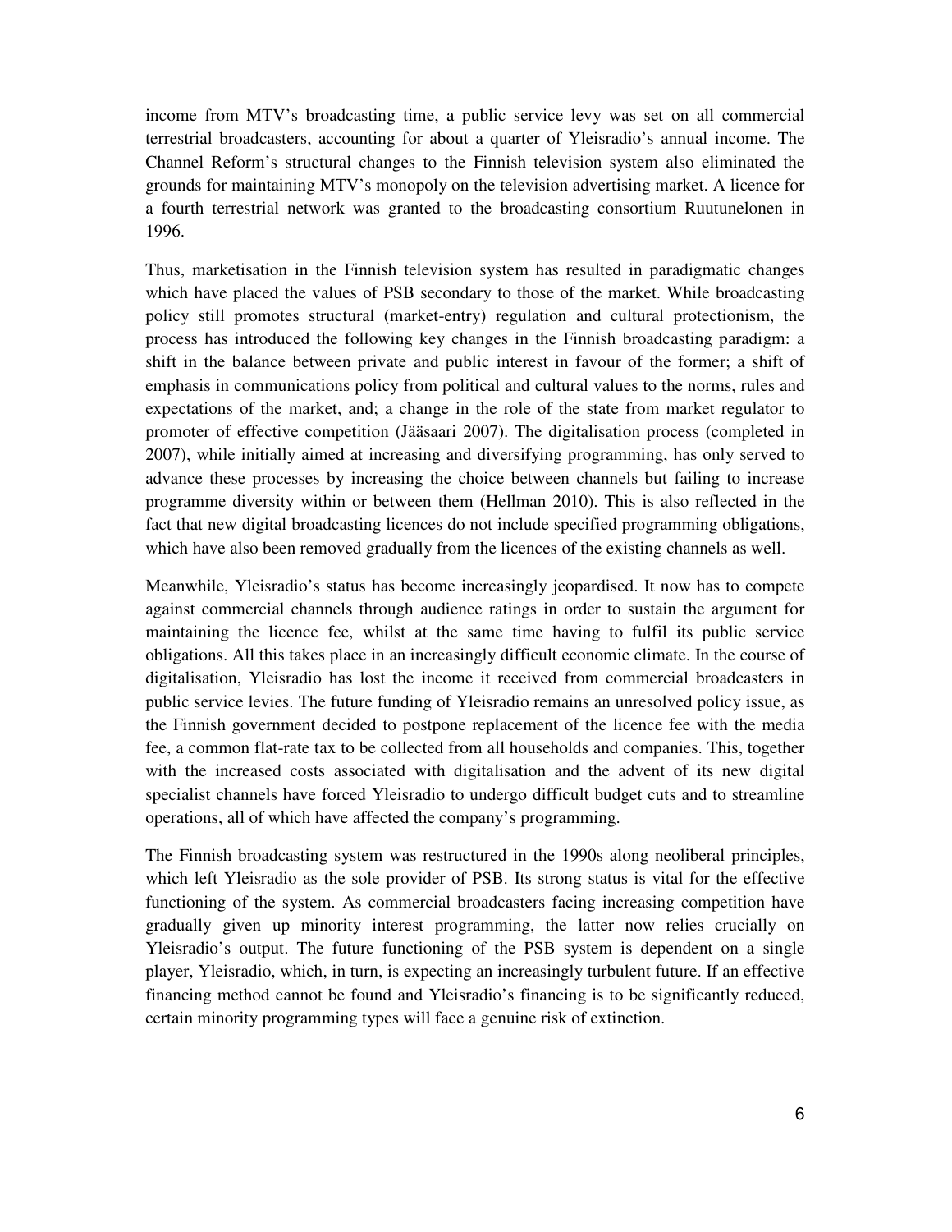income from MTV's broadcasting time, a public service levy was set on all commercial terrestrial broadcasters, accounting for about a quarter of Yleisradio's annual income. The Channel Reform's structural changes to the Finnish television system also eliminated the grounds for maintaining MTV's monopoly on the television advertising market. A licence for a fourth terrestrial network was granted to the broadcasting consortium Ruutunelonen in 1996.

Thus, marketisation in the Finnish television system has resulted in paradigmatic changes which have placed the values of PSB secondary to those of the market. While broadcasting policy still promotes structural (market-entry) regulation and cultural protectionism, the process has introduced the following key changes in the Finnish broadcasting paradigm: a shift in the balance between private and public interest in favour of the former; a shift of emphasis in communications policy from political and cultural values to the norms, rules and expectations of the market, and; a change in the role of the state from market regulator to promoter of effective competition (Jääsaari 2007). The digitalisation process (completed in 2007), while initially aimed at increasing and diversifying programming, has only served to advance these processes by increasing the choice between channels but failing to increase programme diversity within or between them (Hellman 2010). This is also reflected in the fact that new digital broadcasting licences do not include specified programming obligations, which have also been removed gradually from the licences of the existing channels as well.

Meanwhile, Yleisradio's status has become increasingly jeopardised. It now has to compete against commercial channels through audience ratings in order to sustain the argument for maintaining the licence fee, whilst at the same time having to fulfil its public service obligations. All this takes place in an increasingly difficult economic climate. In the course of digitalisation, Yleisradio has lost the income it received from commercial broadcasters in public service levies. The future funding of Yleisradio remains an unresolved policy issue, as the Finnish government decided to postpone replacement of the licence fee with the media fee, a common flat-rate tax to be collected from all households and companies. This, together with the increased costs associated with digitalisation and the advent of its new digital specialist channels have forced Yleisradio to undergo difficult budget cuts and to streamline operations, all of which have affected the company's programming.

The Finnish broadcasting system was restructured in the 1990s along neoliberal principles, which left Yleisradio as the sole provider of PSB. Its strong status is vital for the effective functioning of the system. As commercial broadcasters facing increasing competition have gradually given up minority interest programming, the latter now relies crucially on Yleisradio's output. The future functioning of the PSB system is dependent on a single player, Yleisradio, which, in turn, is expecting an increasingly turbulent future. If an effective financing method cannot be found and Yleisradio's financing is to be significantly reduced, certain minority programming types will face a genuine risk of extinction.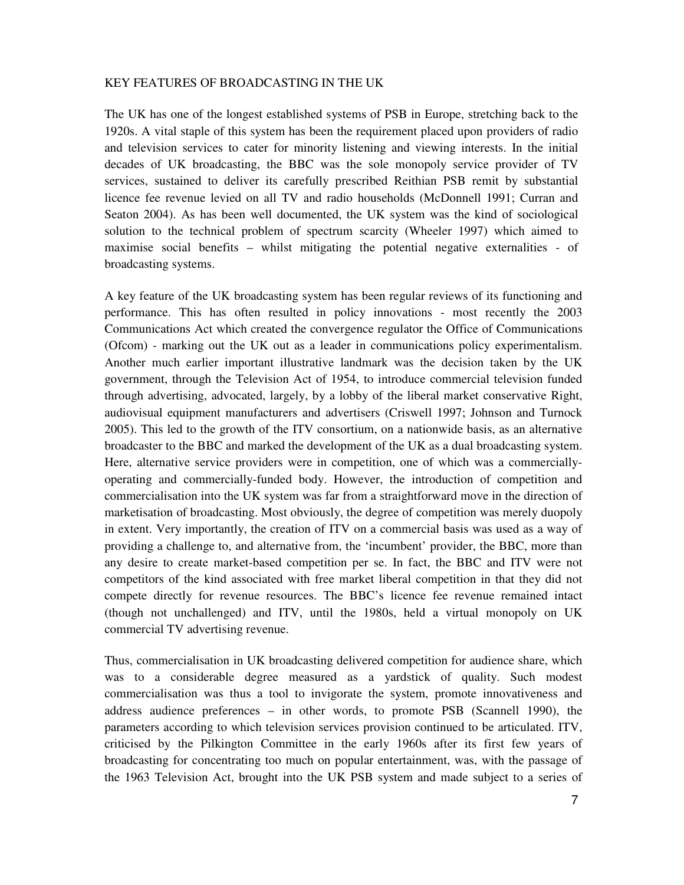## KEY FEATURES OF BROADCASTING IN THE UK

The UK has one of the longest established systems of PSB in Europe, stretching back to the 1920s. A vital staple of this system has been the requirement placed upon providers of radio and television services to cater for minority listening and viewing interests. In the initial decades of UK broadcasting, the BBC was the sole monopoly service provider of TV services, sustained to deliver its carefully prescribed Reithian PSB remit by substantial licence fee revenue levied on all TV and radio households (McDonnell 1991; Curran and Seaton 2004). As has been well documented, the UK system was the kind of sociological solution to the technical problem of spectrum scarcity (Wheeler 1997) which aimed to maximise social benefits – whilst mitigating the potential negative externalities - of broadcasting systems.

A key feature of the UK broadcasting system has been regular reviews of its functioning and performance. This has often resulted in policy innovations - most recently the 2003 Communications Act which created the convergence regulator the Office of Communications (Ofcom) - marking out the UK out as a leader in communications policy experimentalism. Another much earlier important illustrative landmark was the decision taken by the UK government, through the Television Act of 1954, to introduce commercial television funded through advertising, advocated, largely, by a lobby of the liberal market conservative Right, audiovisual equipment manufacturers and advertisers (Criswell 1997; Johnson and Turnock 2005). This led to the growth of the ITV consortium, on a nationwide basis, as an alternative broadcaster to the BBC and marked the development of the UK as a dual broadcasting system. Here, alternative service providers were in competition, one of which was a commercially-operating and commercially-funded body. However, the introduction of competition and commercialisation into the UK system was far from a straightforward move in the direction of marketisation of broadcasting. Most obviously, the degree of competition was merely duopoly in extent. Very importantly, the creation of ITV on a commercial basis was used as a way of providing a challenge to, and alternative from, the 'incumbent' provider, the BBC, more than any desire to create market-based competition per se. In fact, the BBC and ITV were not competitors of the kind associated with free market liberal competition in that they did not compete directly for revenue resources. The BBC's licence fee revenue remained intact (though not unchallenged) and ITV, until the 1980s, held a virtual monopoly on UK commercial TV advertising revenue.

Thus, commercialisation in UK broadcasting delivered competition for audience share, which was to a considerable degree measured as a yardstick of quality. Such modest commercialisation was thus a tool to invigorate the system, promote innovativeness and address audience preferences – in other words, to promote PSB (Scannell 1990), the parameters according to which television services provision continued to be articulated. ITV, criticised by the Pilkington Committee in the early 1960s after its first few years of broadcasting for concentrating too much on popular entertainment, was, with the passage of the 1963 Television Act, brought into the UK PSB system and made subject to a series of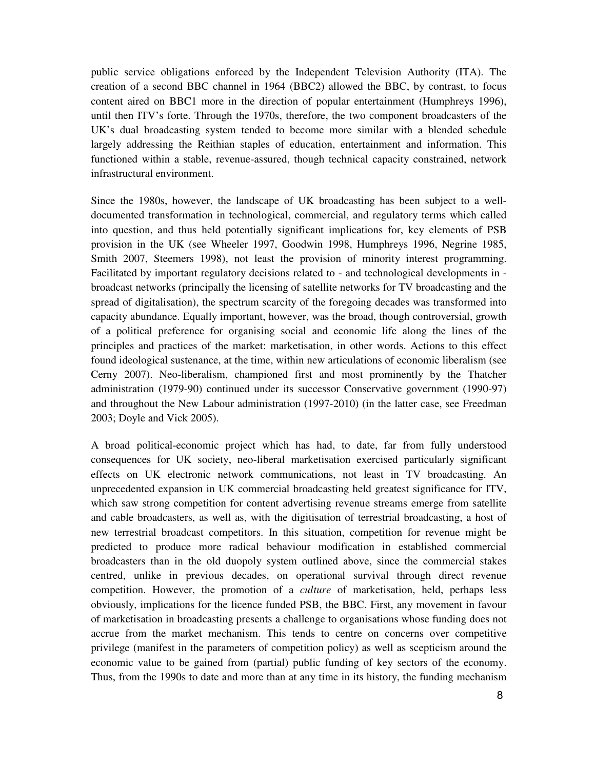public service obligations enforced by the Independent Television Authority (ITA). The creation of a second BBC channel in 1964 (BBC2) allowed the BBC, by contrast, to focus content aired on BBC1 more in the direction of popular entertainment (Humphreys 1996), until then ITV's forte. Through the 1970s, therefore, the two component broadcasters of the UK's dual broadcasting system tended to become more similar with a blended schedule largely addressing the Reithian staples of education, entertainment and information. This functioned within a stable, revenue-assured, though technical capacity constrained, network infrastructural environment.

Since the 1980s, however, the landscape of UK broadcasting has been subject to a well-documented transformation in technological, commercial, and regulatory terms which called into question, and thus held potentially significant implications for, key elements of PSB provision in the UK (see Wheeler 1997, Goodwin 1998, Humphreys 1996, Negrine 1985, Smith 2007, Steemers 1998), not least the provision of minority interest programming. Facilitated by important regulatory decisions related to - and technological developments in - broadcast networks (principally the licensing of satellite networks for TV broadcasting and the spread of digitalisation), the spectrum scarcity of the foregoing decades was transformed into capacity abundance. Equally important, however, was the broad, though controversial, growth of a political preference for organising social and economic life along the lines of the principles and practices of the market: marketisation, in other words. Actions to this effect found ideological sustenance, at the time, within new articulations of economic liberalism (see Cerny 2007). Neo-liberalism, championed first and most prominently by the Thatcher administration (1979-90) continued under its successor Conservative government (1990-97) and throughout the New Labour administration (1997-2010) (in the latter case, see Freedman 2003; Doyle and Vick 2005).

A broad political-economic project which has had, to date, far from fully understood consequences for UK society, neo-liberal marketisation exercised particularly significant effects on UK electronic network communications, not least in TV broadcasting. An unprecedented expansion in UK commercial broadcasting held greatest significance for ITV, which saw strong competition for content advertising revenue streams emerge from satellite and cable broadcasters, as well as, with the digitisation of terrestrial broadcasting, a host of new terrestrial broadcast competitors. In this situation, competition for revenue might be predicted to produce more radical behaviour modification in established commercial broadcasters than in the old duopoly system outlined above, since the commercial stakes centred, unlike in previous decades, on operational survival through direct revenue competition. However, the promotion of a *culture* of marketisation, held, perhaps less obviously, implications for the licence funded PSB, the BBC. First, any movement in favour of marketisation in broadcasting presents a challenge to organisations whose funding does not accrue from the market mechanism. This tends to centre on concerns over competitive privilege (manifest in the parameters of competition policy) as well as scepticism around the economic value to be gained from (partial) public funding of key sectors of the economy. Thus, from the 1990s to date and more than at any time in its history, the funding mechanism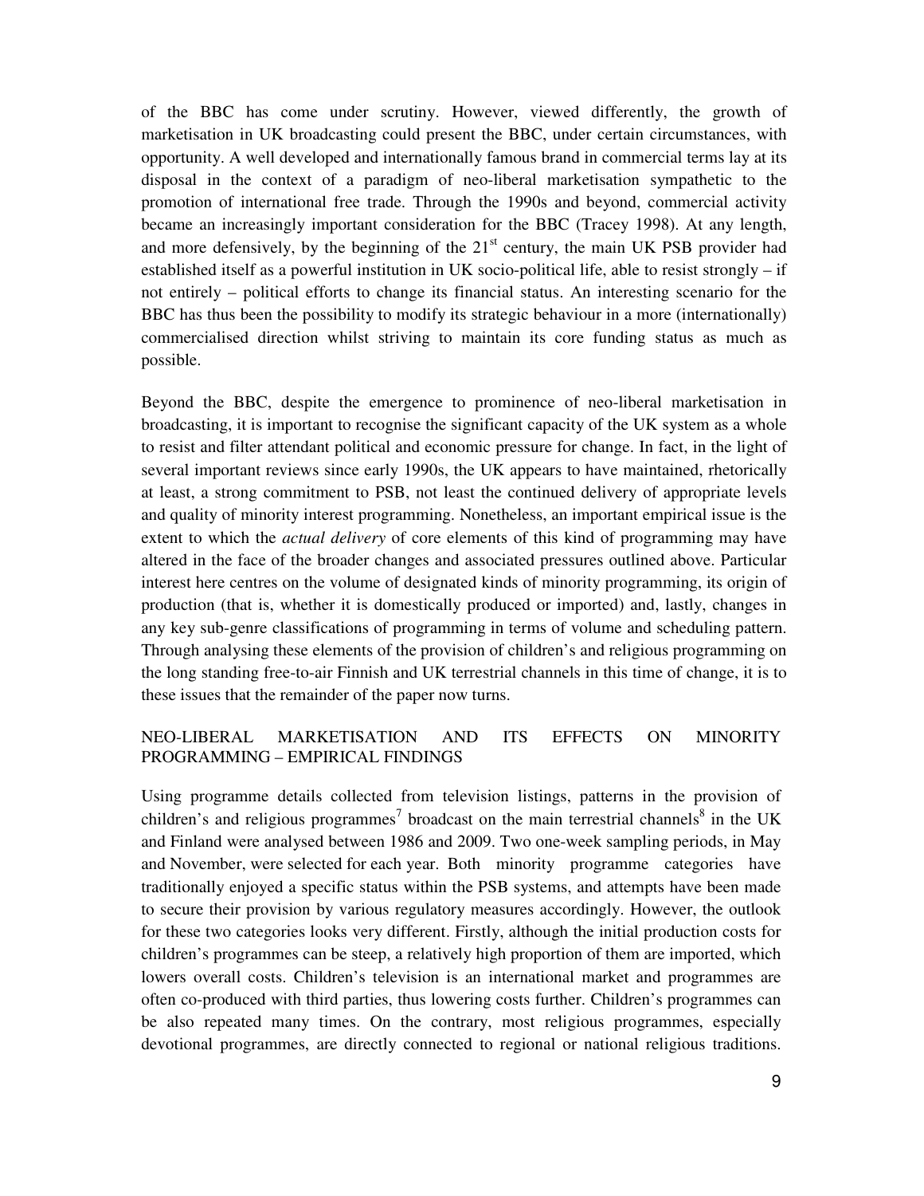of the BBC has come under scrutiny. However, viewed differently, the growth of marketisation in UK broadcasting could present the BBC, under certain circumstances, with opportunity. A well developed and internationally famous brand in commercial terms lay at its disposal in the context of a paradigm of neo-liberal marketisation sympathetic to the promotion of international free trade. Through the 1990s and beyond, commercial activity became an increasingly important consideration for the BBC (Tracey 1998). At any length, and more defensively, by the beginning of the 21st century, the main UK PSB provider had established itself as a powerful institution in UK socio-political life, able to resist strongly – if not entirely – political efforts to change its financial status. An interesting scenario for the BBC has thus been the possibility to modify its strategic behaviour in a more (internationally) commercialised direction whilst striving to maintain its core funding status as much as possible.

Beyond the BBC, despite the emergence to prominence of neo-liberal marketisation in broadcasting, it is important to recognise the significant capacity of the UK system as a whole to resist and filter attendant political and economic pressure for change. In fact, in the light of several important reviews since early 1990s, the UK appears to have maintained, rhetorically at least, a strong commitment to PSB, not least the continued delivery of appropriate levels and quality of minority interest programming. Nonetheless, an important empirical issue is the extent to which the *actual delivery* of core elements of this kind of programming may have altered in the face of the broader changes and associated pressures outlined above. Particular interest here centres on the volume of designated kinds of minority programming, its origin of production (that is, whether it is domestically produced or imported) and, lastly, changes in any key sub-genre classifications of programming in terms of volume and scheduling pattern. Through analysing these elements of the provision of children's and religious programming on the long standing free-to-air Finnish and UK terrestrial channels in this time of change, it is to these issues that the remainder of the paper now turns.

## NEO-LIBERAL MARKETISATION AND ITS EFFECTS ON MINORITY PROGRAMMING – EMPIRICAL FINDINGS

Using programme details collected from television listings, patterns in the provision of children's and religious programmes[7] broadcast on the main terrestrial channels[8] in the UK and Finland were analysed between 1986 and 2009. Two one-week sampling periods, in May and November, were selected for each year. Both minority programme categories have traditionally enjoyed a specific status within the PSB systems, and attempts have been made to secure their provision by various regulatory measures accordingly. However, the outlook for these two categories looks very different. Firstly, although the initial production costs for children's programmes can be steep, a relatively high proportion of them are imported, which lowers overall costs. Children's television is an international market and programmes are often co-produced with third parties, thus lowering costs further. Children's programmes can be also repeated many times. On the contrary, most religious programmes, especially devotional programmes, are directly connected to regional or national religious traditions.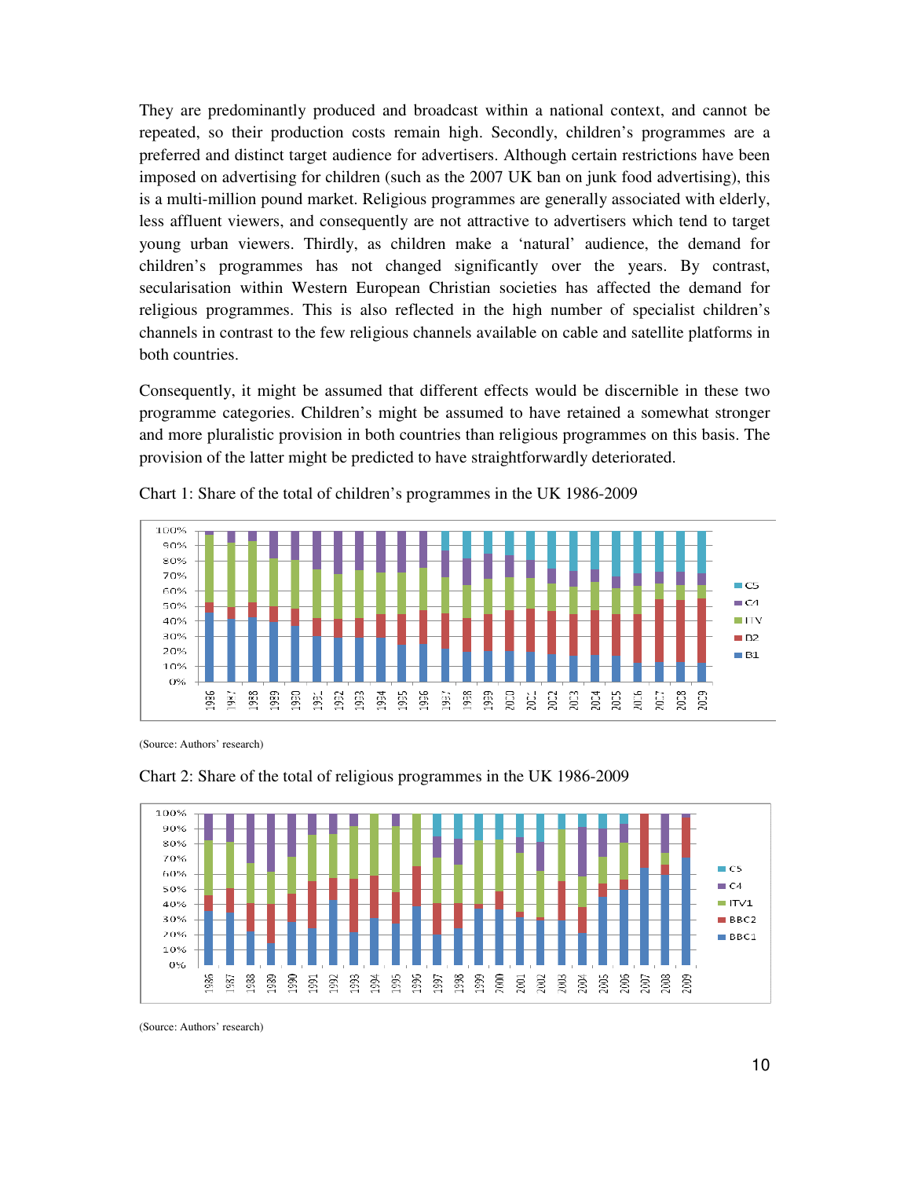They are predominantly produced and broadcast within a national context, and cannot be repeated, so their production costs remain high. Secondly, children's programmes are a preferred and distinct target audience for advertisers. Although certain restrictions have been imposed on advertising for children (such as the 2007 UK ban on junk food advertising), this is a multi-million pound market. Religious programmes are generally associated with elderly, less affluent viewers, and consequently are not attractive to advertisers which tend to target young urban viewers. Thirdly, as children make a 'natural' audience, the demand for children's programmes has not changed significantly over the years. By contrast, secularisation within Western European Christian societies has affected the demand for religious programmes. This is also reflected in the high number of specialist children's channels in contrast to the few religious channels available on cable and satellite platforms in both countries.

Consequently, it might be assumed that different effects would be discernible in these two programme categories. Children's might be assumed to have retained a somewhat stronger and more pluralistic provision in both countries than religious programmes on this basis. The provision of the latter might be predicted to have straightforwardly deteriorated.

Chart 1: Share of the total of children's programmes in the UK 1986-2009

(Source: Authors' research)

Chart 2: Share of the total of religious programmes in the UK 1986-2009

(Source: Authors' research)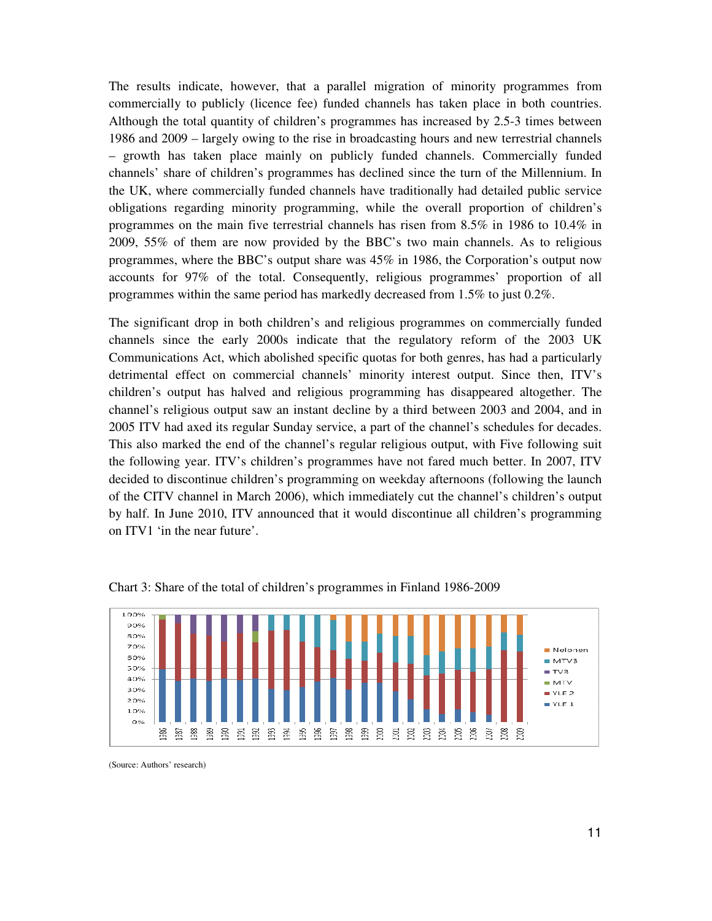The results indicate, however, that a parallel migration of minority programmes from commercially to publicly (licence fee) funded channels has taken place in both countries. Although the total quantity of children's programmes has increased by 2.5-3 times between 1986 and 2009 – largely owing to the rise in broadcasting hours and new terrestrial channels – growth has taken place mainly on publicly funded channels. Commercially funded channels' share of children's programmes has declined since the turn of the Millennium. In the UK, where commercially funded channels have traditionally had detailed public service obligations regarding minority programming, while the overall proportion of children's programmes on the main five terrestrial channels has risen from 8.5% in 1986 to 10.4% in 2009, 55% of them are now provided by the BBC's two main channels. As to religious programmes, where the BBC's output share was 45% in 1986, the Corporation's output now accounts for 97% of the total. Consequently, religious programmes' proportion of all programmes within the same period has markedly decreased from 1.5% to just 0.2%.

The significant drop in both children's and religious programmes on commercially funded channels since the early 2000s indicate that the regulatory reform of the 2003 UK Communications Act, which abolished specific quotas for both genres, has had a particularly detrimental effect on commercial channels' minority interest output. Since then, ITV's children's output has halved and religious programming has disappeared altogether. The channel's religious output saw an instant decline by a third between 2003 and 2004, and in 2005 ITV had axed its regular Sunday service, a part of the channel's schedules for decades. This also marked the end of the channel's regular religious output, with Five following suit the following year. ITV's children's programmes have not fared much better. In 2007, ITV decided to discontinue children's programming on weekday afternoons (following the launch of the CITV channel in March 2006), which immediately cut the channel's children's output by half. In June 2010, ITV announced that it would discontinue all children's programming on ITV1 'in the near future'.

Chart 3: Share of the total of children's programmes in Finland 1986-2009

(Source: Authors' research)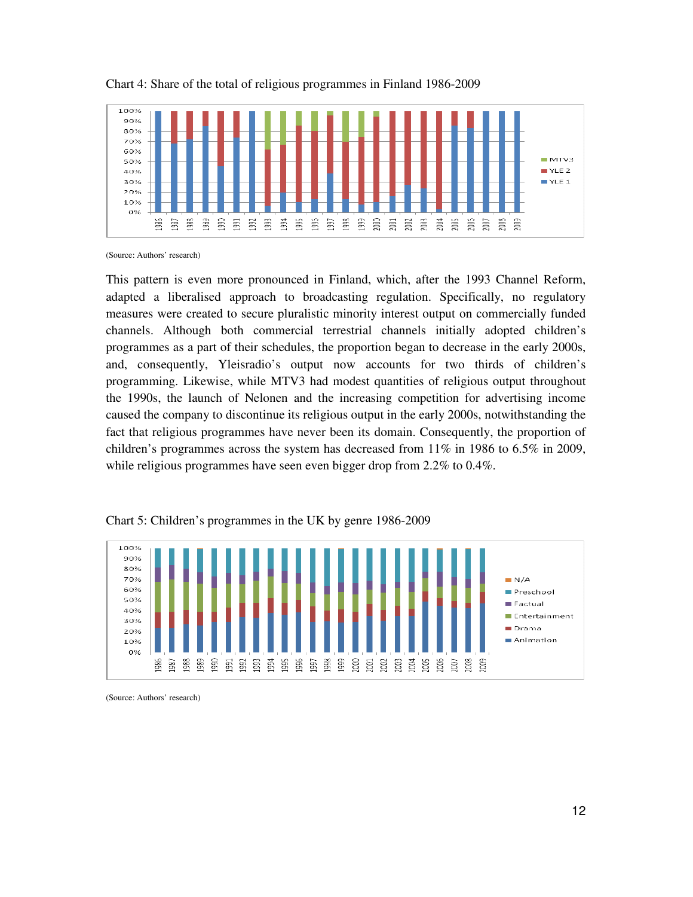Chart 4: Share of the total of religious programmes in Finland 1986-2009

(Source: Authors' research)

This pattern is even more pronounced in Finland, which, after the 1993 Channel Reform, adapted a liberalised approach to broadcasting regulation. Specifically, no regulatory measures were created to secure pluralistic minority interest output on commercially funded channels. Although both commercial terrestrial channels initially adopted children's programmes as a part of their schedules, the proportion began to decrease in the early 2000s, and, consequently, Yleisradio's output now accounts for two thirds of children's programming. Likewise, while MTV3 had modest quantities of religious output throughout the 1990s, the launch of Nelonen and the increasing competition for advertising income caused the company to discontinue its religious output in the early 2000s, notwithstanding the fact that religious programmes have never been its domain. Consequently, the proportion of children's programmes across the system has decreased from 11% in 1986 to 6.5% in 2009, while religious programmes have seen even bigger drop from 2.2% to 0.4%.

Chart 5: Children's programmes in the UK by genre 1986-2009

(Source: Authors' research)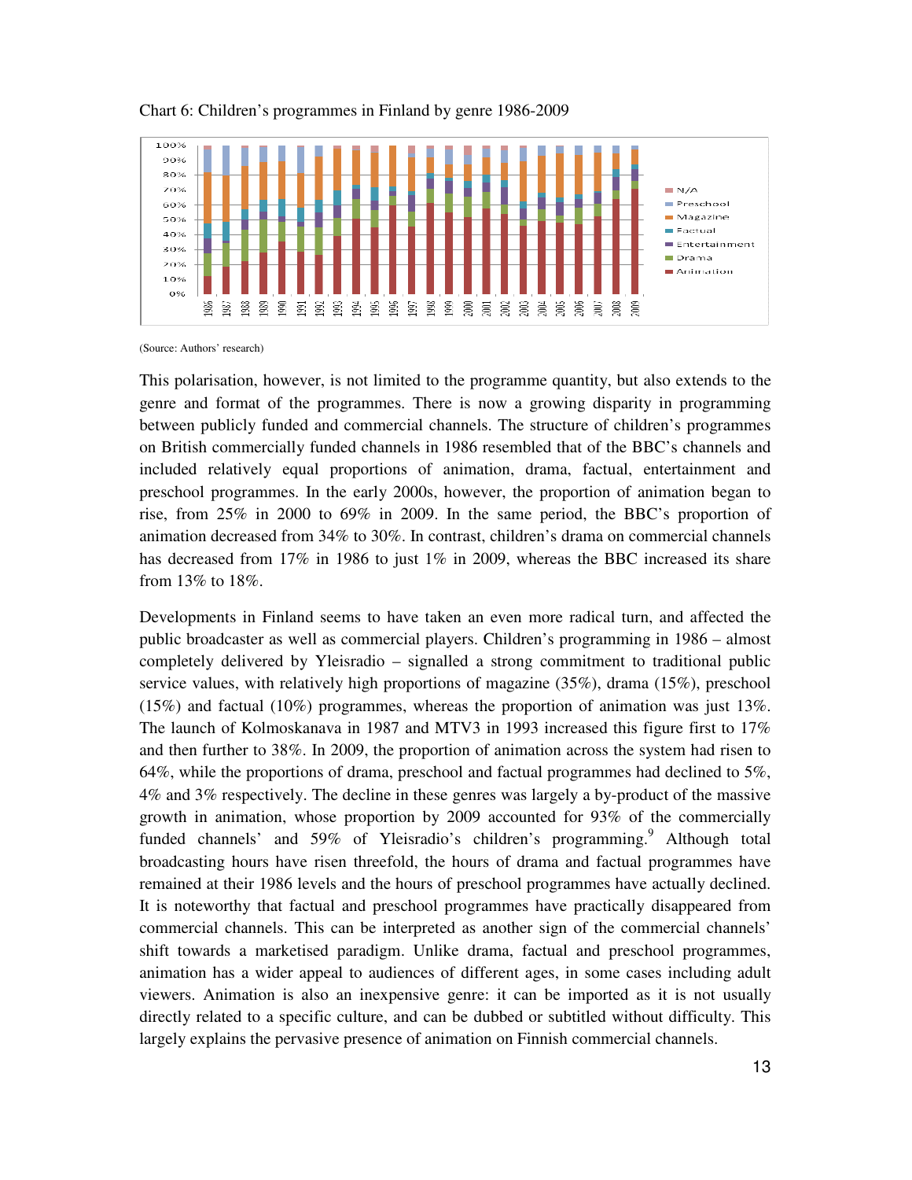Chart 6: Children's programmes in Finland by genre 1986-2009

(Source: Authors' research)

This polarisation, however, is not limited to the programme quantity, but also extends to the genre and format of the programmes. There is now a growing disparity in programming between publicly funded and commercial channels. The structure of children's programmes on British commercially funded channels in 1986 resembled that of the BBC's channels and included relatively equal proportions of animation, drama, factual, entertainment and preschool programmes. In the early 2000s, however, the proportion of animation began to rise, from 25% in 2000 to 69% in 2009. In the same period, the BBC's proportion of animation decreased from 34% to 30%. In contrast, children's drama on commercial channels has decreased from 17% in 1986 to just 1% in 2009, whereas the BBC increased its share from 13% to 18%.

Developments in Finland seems to have taken an even more radical turn, and affected the public broadcaster as well as commercial players. Children's programming in 1986 – almost completely delivered by Yleisradio – signalled a strong commitment to traditional public service values, with relatively high proportions of magazine (35%), drama (15%), preschool (15%) and factual (10%) programmes, whereas the proportion of animation was just 13%. The launch of Kolmoskanava in 1987 and MTV3 in 1993 increased this figure first to 17% and then further to 38%. In 2009, the proportion of animation across the system had risen to 64%, while the proportions of drama, preschool and factual programmes had declined to 5%, 4% and 3% respectively. The decline in these genres was largely a by-product of the massive growth in animation, whose proportion by 2009 accounted for 93% of the commercially funded channels' and 59% of Yleisradio's children's programming.[9] Although total broadcasting hours have risen threefold, the hours of drama and factual programmes have remained at their 1986 levels and the hours of preschool programmes have actually declined. It is noteworthy that factual and preschool programmes have practically disappeared from commercial channels. This can be interpreted as another sign of the commercial channels' shift towards a marketised paradigm. Unlike drama, factual and preschool programmes, animation has a wider appeal to audiences of different ages, in some cases including adult viewers. Animation is also an inexpensive genre: it can be imported as it is not usually directly related to a specific culture, and can be dubbed or subtitled without difficulty. This largely explains the pervasive presence of animation on Finnish commercial channels.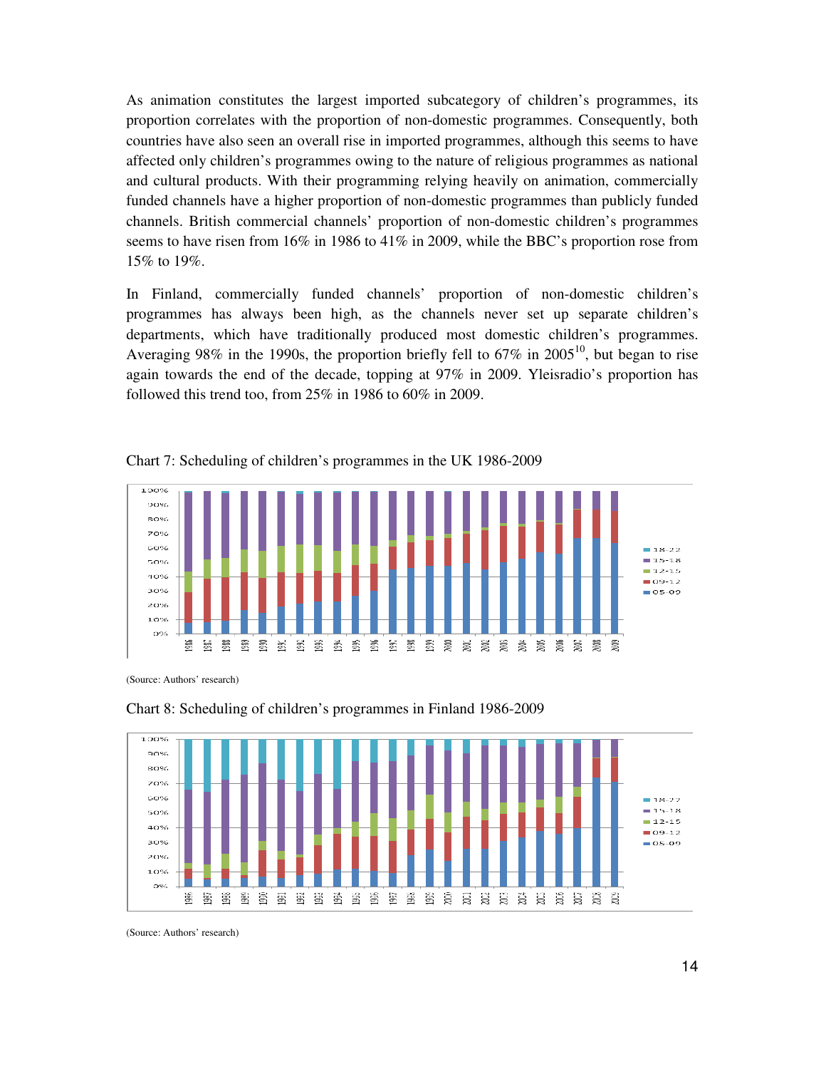As animation constitutes the largest imported subcategory of children's programmes, its proportion correlates with the proportion of non-domestic programmes. Consequently, both countries have also seen an overall rise in imported programmes, although this seems to have affected only children's programmes owing to the nature of religious programmes as national and cultural products. With their programming relying heavily on animation, commercially funded channels have a higher proportion of non-domestic programmes than publicly funded channels. British commercial channels' proportion of non-domestic children's programmes seems to have risen from 16% in 1986 to 41% in 2009, while the BBC's proportion rose from 15% to 19%.

In Finland, commercially funded channels' proportion of non-domestic children's programmes has always been high, as the channels never set up separate children's departments, which have traditionally produced most domestic children's programmes. Averaging 98% in the 1990s, the proportion briefly fell to 67% in 2005[10], but began to rise again towards the end of the decade, topping at 97% in 2009. Yleisradio's proportion has followed this trend too, from 25% in 1986 to 60% in 2009.

Chart 7: Scheduling of children's programmes in the UK 1986-2009

(Source: Authors' research)

Chart 8: Scheduling of children's programmes in Finland 1986-2009

(Source: Authors' research)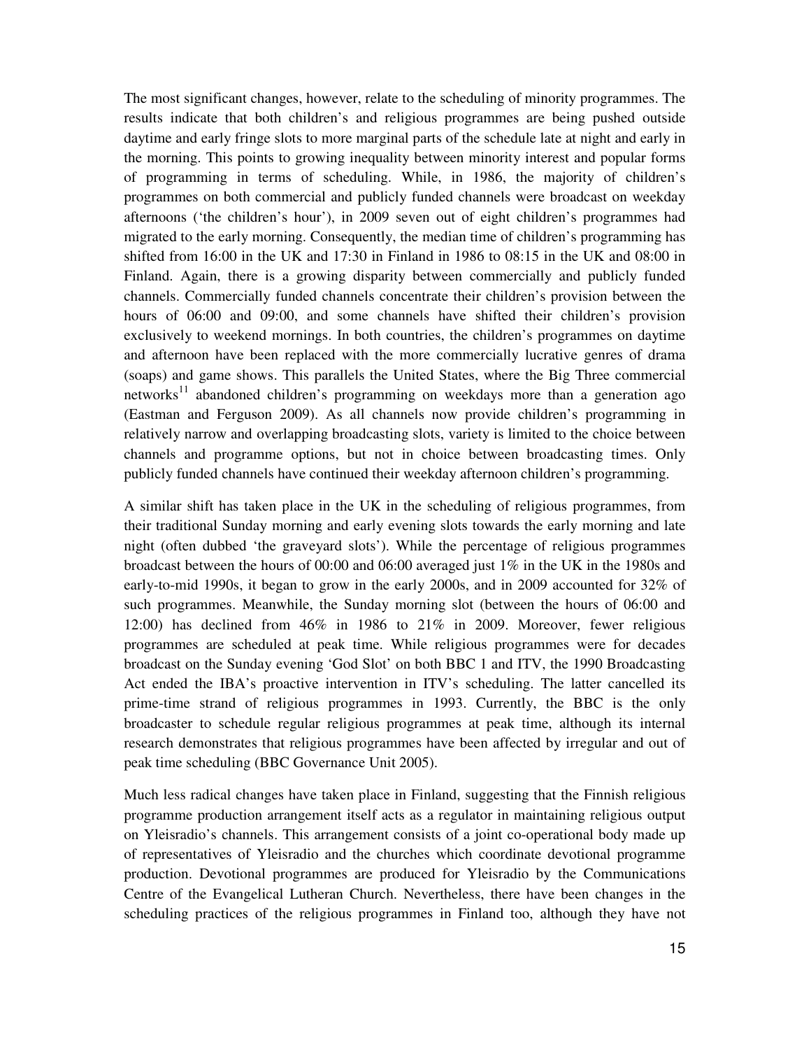The most significant changes, however, relate to the scheduling of minority programmes. The results indicate that both children's and religious programmes are being pushed outside daytime and early fringe slots to more marginal parts of the schedule late at night and early in the morning. This points to growing inequality between minority interest and popular forms of programming in terms of scheduling. While, in 1986, the majority of children's programmes on both commercial and publicly funded channels were broadcast on weekday afternoons ('the children's hour'), in 2009 seven out of eight children's programmes had migrated to the early morning. Consequently, the median time of children's programming has shifted from 16:00 in the UK and 17:30 in Finland in 1986 to 08:15 in the UK and 08:00 in Finland. Again, there is a growing disparity between commercially and publicly funded channels. Commercially funded channels concentrate their children's provision between the hours of 06:00 and 09:00, and some channels have shifted their children's provision exclusively to weekend mornings. In both countries, the children's programmes on daytime and afternoon have been replaced with the more commercially lucrative genres of drama (soaps) and game shows. This parallels the United States, where the Big Three commercial networks[11] abandoned children's programming on weekdays more than a generation ago (Eastman and Ferguson 2009). As all channels now provide children's programming in relatively narrow and overlapping broadcasting slots, variety is limited to the choice between channels and programme options, but not in choice between broadcasting times. Only publicly funded channels have continued their weekday afternoon children's programming.

A similar shift has taken place in the UK in the scheduling of religious programmes, from their traditional Sunday morning and early evening slots towards the early morning and late night (often dubbed 'the graveyard slots'). While the percentage of religious programmes broadcast between the hours of 00:00 and 06:00 averaged just 1% in the UK in the 1980s and early-to-mid 1990s, it began to grow in the early 2000s, and in 2009 accounted for 32% of such programmes. Meanwhile, the Sunday morning slot (between the hours of 06:00 and 12:00) has declined from 46% in 1986 to 21% in 2009. Moreover, fewer religious programmes are scheduled at peak time. While religious programmes were for decades broadcast on the Sunday evening 'God Slot' on both BBC 1 and ITV, the 1990 Broadcasting Act ended the IBA's proactive intervention in ITV's scheduling. The latter cancelled its prime-time strand of religious programmes in 1993. Currently, the BBC is the only broadcaster to schedule regular religious programmes at peak time, although its internal research demonstrates that religious programmes have been affected by irregular and out of peak time scheduling (BBC Governance Unit 2005).

Much less radical changes have taken place in Finland, suggesting that the Finnish religious programme production arrangement itself acts as a regulator in maintaining religious output on Yleisradio's channels. This arrangement consists of a joint co-operational body made up of representatives of Yleisradio and the churches which coordinate devotional programme production. Devotional programmes are produced for Yleisradio by the Communications Centre of the Evangelical Lutheran Church. Nevertheless, there have been changes in the scheduling practices of the religious programmes in Finland too, although they have not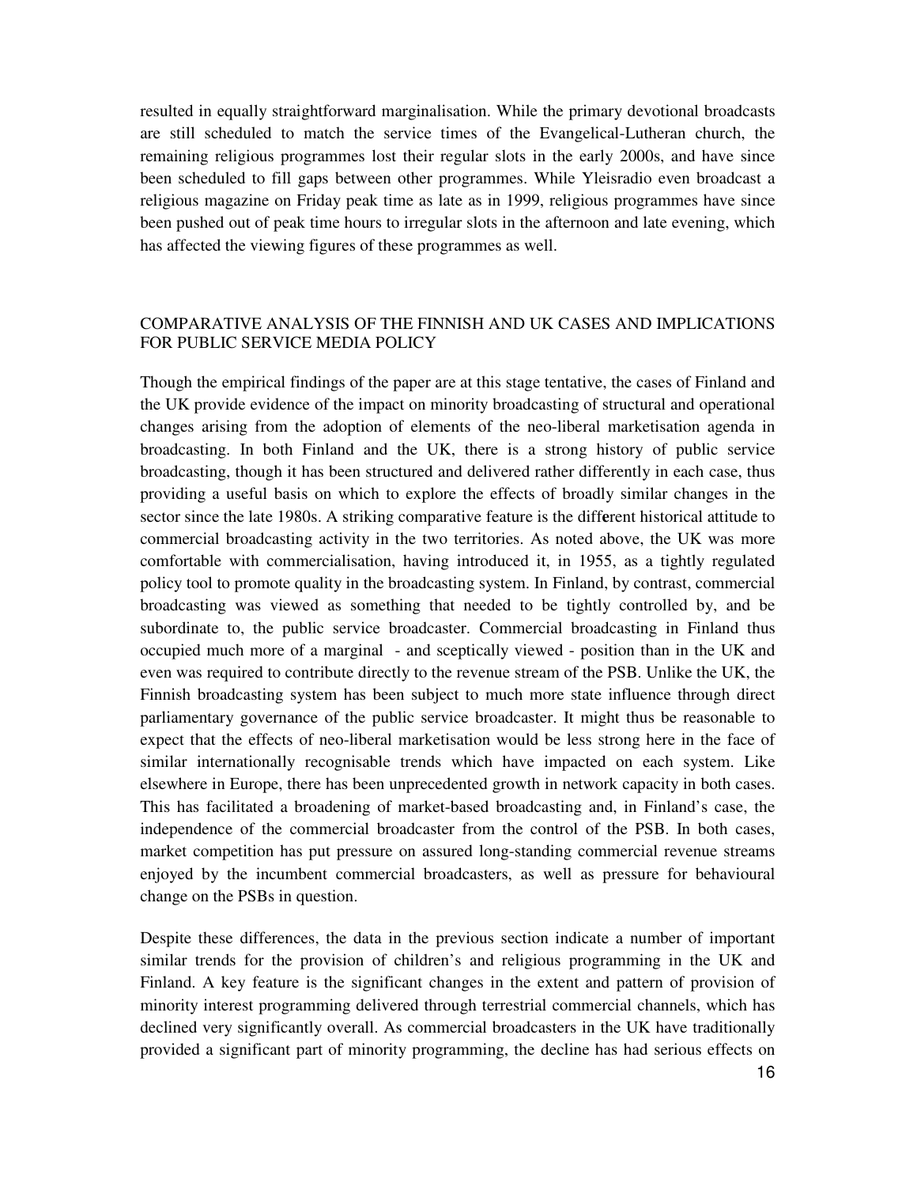resulted in equally straightforward marginalisation. While the primary devotional broadcasts are still scheduled to match the service times of the Evangelical-Lutheran church, the remaining religious programmes lost their regular slots in the early 2000s, and have since been scheduled to fill gaps between other programmes. While Yleisradio even broadcast a religious magazine on Friday peak time as late as in 1999, religious programmes have since been pushed out of peak time hours to irregular slots in the afternoon and late evening, which has affected the viewing figures of these programmes as well.

## COMPARATIVE ANALYSIS OF THE FINNISH AND UK CASES AND IMPLICATIONS FOR PUBLIC SERVICE MEDIA POLICY

Though the empirical findings of the paper are at this stage tentative, the cases of Finland and the UK provide evidence of the impact on minority broadcasting of structural and operational changes arising from the adoption of elements of the neo-liberal marketisation agenda in broadcasting. In both Finland and the UK, there is a strong history of public service broadcasting, though it has been structured and delivered rather differently in each case, thus providing a useful basis on which to explore the effects of broadly similar changes in the sector since the late 1980s. A striking comparative feature is the different historical attitude to commercial broadcasting activity in the two territories. As noted above, the UK was more comfortable with commercialisation, having introduced it, in 1955, as a tightly regulated policy tool to promote quality in the broadcasting system. In Finland, by contrast, commercial broadcasting was viewed as something that needed to be tightly controlled by, and be subordinate to, the public service broadcaster. Commercial broadcasting in Finland thus occupied much more of a marginal - and sceptically viewed - position than in the UK and even was required to contribute directly to the revenue stream of the PSB. Unlike the UK, the Finnish broadcasting system has been subject to much more state influence through direct parliamentary governance of the public service broadcaster. It might thus be reasonable to expect that the effects of neo-liberal marketisation would be less strong here in the face of similar internationally recognisable trends which have impacted on each system. Like elsewhere in Europe, there has been unprecedented growth in network capacity in both cases. This has facilitated a broadening of market-based broadcasting and, in Finland's case, the independence of the commercial broadcaster from the control of the PSB. In both cases, market competition has put pressure on assured long-standing commercial revenue streams enjoyed by the incumbent commercial broadcasters, as well as pressure for behavioural change on the PSBs in question.

Despite these differences, the data in the previous section indicate a number of important similar trends for the provision of children's and religious programming in the UK and Finland. A key feature is the significant changes in the extent and pattern of provision of minority interest programming delivered through terrestrial commercial channels, which has declined very significantly overall. As commercial broadcasters in the UK have traditionally provided a significant part of minority programming, the decline has had serious effects on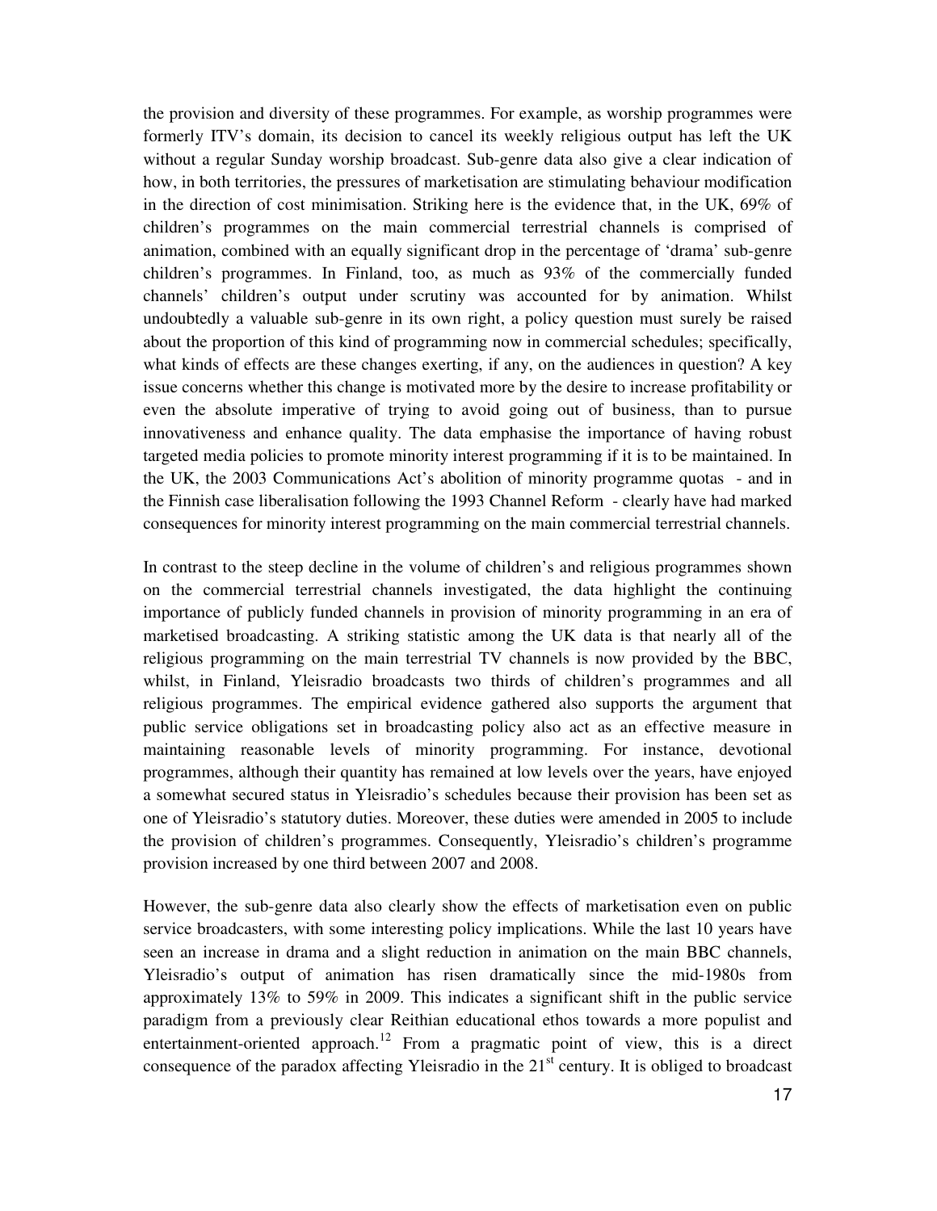the provision and diversity of these programmes. For example, as worship programmes were formerly ITV's domain, its decision to cancel its weekly religious output has left the UK without a regular Sunday worship broadcast. Sub-genre data also give a clear indication of how, in both territories, the pressures of marketisation are stimulating behaviour modification in the direction of cost minimisation. Striking here is the evidence that, in the UK, 69% of children's programmes on the main commercial terrestrial channels is comprised of animation, combined with an equally significant drop in the percentage of 'drama' sub-genre children's programmes. In Finland, too, as much as 93% of the commercially funded channels' children's output under scrutiny was accounted for by animation. Whilst undoubtedly a valuable sub-genre in its own right, a policy question must surely be raised about the proportion of this kind of programming now in commercial schedules; specifically, what kinds of effects are these changes exerting, if any, on the audiences in question? A key issue concerns whether this change is motivated more by the desire to increase profitability or even the absolute imperative of trying to avoid going out of business, than to pursue innovativeness and enhance quality. The data emphasise the importance of having robust targeted media policies to promote minority interest programming if it is to be maintained. In the UK, the 2003 Communications Act's abolition of minority programme quotas - and in the Finnish case liberalisation following the 1993 Channel Reform - clearly have had marked consequences for minority interest programming on the main commercial terrestrial channels.

In contrast to the steep decline in the volume of children's and religious programmes shown on the commercial terrestrial channels investigated, the data highlight the continuing importance of publicly funded channels in provision of minority programming in an era of marketised broadcasting. A striking statistic among the UK data is that nearly all of the religious programming on the main terrestrial TV channels is now provided by the BBC, whilst, in Finland, Yleisradio broadcasts two thirds of children's programmes and all religious programmes. The empirical evidence gathered also supports the argument that public service obligations set in broadcasting policy also act as an effective measure in maintaining reasonable levels of minority programming. For instance, devotional programmes, although their quantity has remained at low levels over the years, have enjoyed a somewhat secured status in Yleisradio's schedules because their provision has been set as one of Yleisradio's statutory duties. Moreover, these duties were amended in 2005 to include the provision of children's programmes. Consequently, Yleisradio's children's programme provision increased by one third between 2007 and 2008.

However, the sub-genre data also clearly show the effects of marketisation even on public service broadcasters, with some interesting policy implications. While the last 10 years have seen an increase in drama and a slight reduction in animation on the main BBC channels, Yleisradio's output of animation has risen dramatically since the mid-1980s from approximately 13% to 59% in 2009. This indicates a significant shift in the public service paradigm from a previously clear Reithian educational ethos towards a more populist and entertainment-oriented approach.[12] From a pragmatic point of view, this is a direct consequence of the paradox affecting Yleisradio in the 21st century. It is obliged to broadcast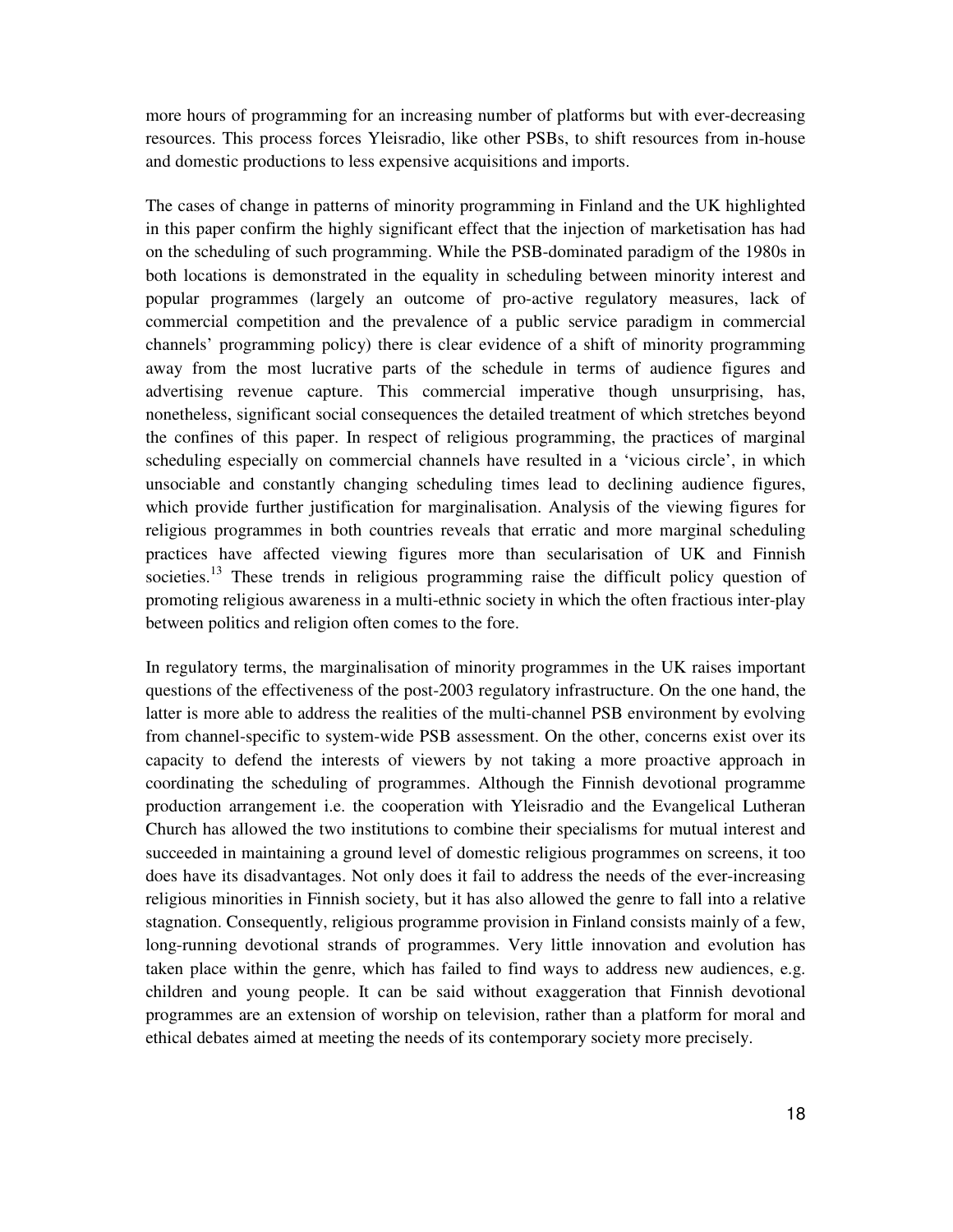more hours of programming for an increasing number of platforms but with ever-decreasing resources. This process forces Yleisradio, like other PSBs, to shift resources from in-house and domestic productions to less expensive acquisitions and imports.

The cases of change in patterns of minority programming in Finland and the UK highlighted in this paper confirm the highly significant effect that the injection of marketisation has had on the scheduling of such programming. While the PSB-dominated paradigm of the 1980s in both locations is demonstrated in the equality in scheduling between minority interest and popular programmes (largely an outcome of pro-active regulatory measures, lack of commercial competition and the prevalence of a public service paradigm in commercial channels' programming policy) there is clear evidence of a shift of minority programming away from the most lucrative parts of the schedule in terms of audience figures and advertising revenue capture. This commercial imperative though unsurprising, has, nonetheless, significant social consequences the detailed treatment of which stretches beyond the confines of this paper. In respect of religious programming, the practices of marginal scheduling especially on commercial channels have resulted in a 'vicious circle', in which unsociable and constantly changing scheduling times lead to declining audience figures, which provide further justification for marginalisation. Analysis of the viewing figures for religious programmes in both countries reveals that erratic and more marginal scheduling practices have affected viewing figures more than secularisation of UK and Finnish societies.[13] These trends in religious programming raise the difficult policy question of promoting religious awareness in a multi-ethnic society in which the often fractious inter-play between politics and religion often comes to the fore.

In regulatory terms, the marginalisation of minority programmes in the UK raises important questions of the effectiveness of the post-2003 regulatory infrastructure. On the one hand, the latter is more able to address the realities of the multi-channel PSB environment by evolving from channel-specific to system-wide PSB assessment. On the other, concerns exist over its capacity to defend the interests of viewers by not taking a more proactive approach in coordinating the scheduling of programmes. Although the Finnish devotional programme production arrangement i.e. the cooperation with Yleisradio and the Evangelical Lutheran Church has allowed the two institutions to combine their specialisms for mutual interest and succeeded in maintaining a ground level of domestic religious programmes on screens, it too does have its disadvantages. Not only does it fail to address the needs of the ever-increasing religious minorities in Finnish society, but it has also allowed the genre to fall into a relative stagnation. Consequently, religious programme provision in Finland consists mainly of a few, long-running devotional strands of programmes. Very little innovation and evolution has taken place within the genre, which has failed to find ways to address new audiences, e.g. children and young people. It can be said without exaggeration that Finnish devotional programmes are an extension of worship on television, rather than a platform for moral and ethical debates aimed at meeting the needs of its contemporary society more precisely.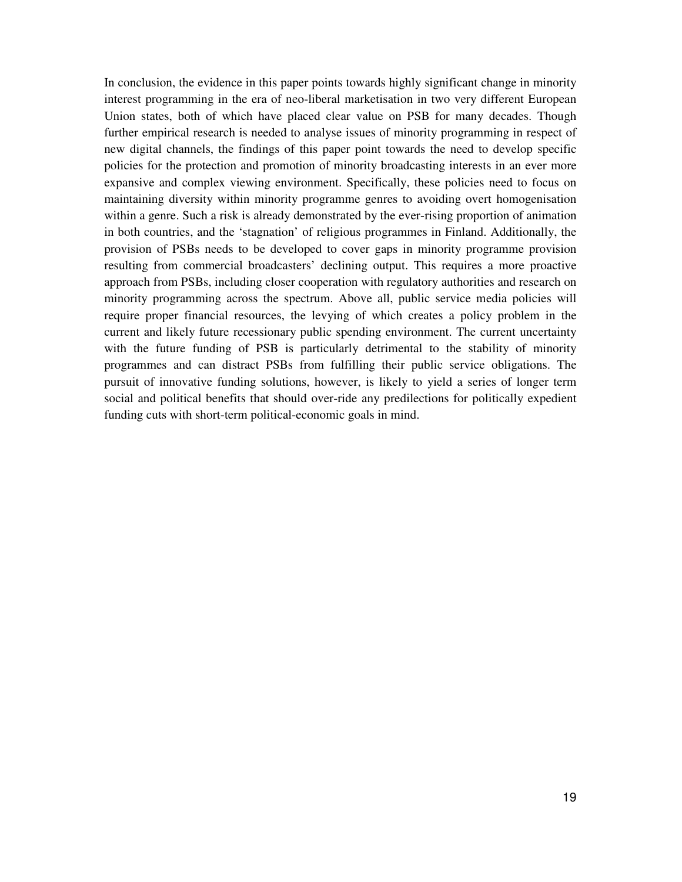In conclusion, the evidence in this paper points towards highly significant change in minority interest programming in the era of neo-liberal marketisation in two very different European Union states, both of which have placed clear value on PSB for many decades. Though further empirical research is needed to analyse issues of minority programming in respect of new digital channels, the findings of this paper point towards the need to develop specific policies for the protection and promotion of minority broadcasting interests in an ever more expansive and complex viewing environment. Specifically, these policies need to focus on maintaining diversity within minority programme genres to avoiding overt homogenisation within a genre. Such a risk is already demonstrated by the ever-rising proportion of animation in both countries, and the 'stagnation' of religious programmes in Finland. Additionally, the provision of PSBs needs to be developed to cover gaps in minority programme provision resulting from commercial broadcasters' declining output. This requires a more proactive approach from PSBs, including closer cooperation with regulatory authorities and research on minority programming across the spectrum. Above all, public service media policies will require proper financial resources, the levying of which creates a policy problem in the current and likely future recessionary public spending environment. The current uncertainty with the future funding of PSB is particularly detrimental to the stability of minority programmes and can distract PSBs from fulfilling their public service obligations. The pursuit of innovative funding solutions, however, is likely to yield a series of longer term social and political benefits that should over-ride any predilections for politically expedient funding cuts with short-term political-economic goals in mind.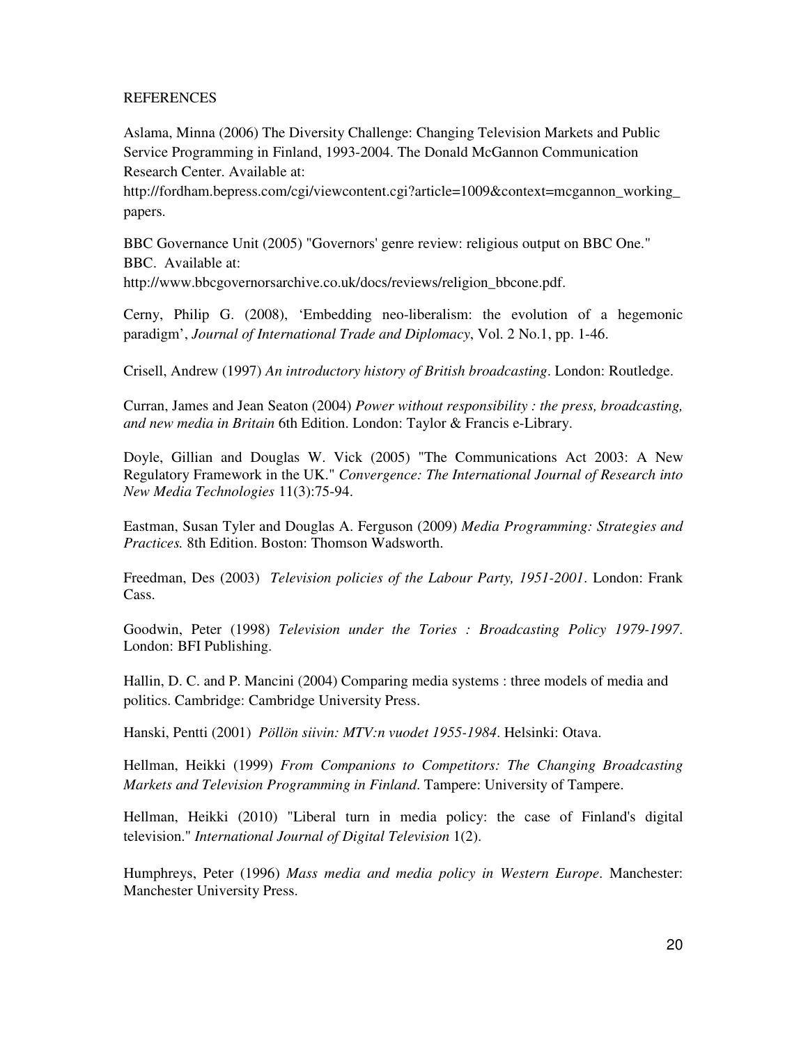REFERENCES

Aslama, Minna (2006) The Diversity Challenge: Changing Television Markets and Public Service Programming in Finland, 1993-2004. The Donald McGannon Communication Research Center. Available at: http://fordham.bepress.com/cgi/viewcontent.cgi?article=1009&context=mcgannon_working_papers.

BBC Governance Unit (2005) "Governors' genre review: religious output on BBC One." BBC. Available at: http://www.bbcgovernorsarchive.co.uk/docs/reviews/religion_bbcone.pdf.

Cerny, Philip G. (2008), 'Embedding neo-liberalism: the evolution of a hegemonic paradigm', *Journal of International Trade and Diplomacy*, Vol. 2 No.1, pp. 1-46.

Crisell, Andrew (1997) *An introductory history of British broadcasting*. London: Routledge.

Curran, James and Jean Seaton (2004) *Power without responsibility : the press, broadcasting, and new media in Britain* 6th Edition. London: Taylor & Francis e-Library.

Doyle, Gillian and Douglas W. Vick (2005) "The Communications Act 2003: A New Regulatory Framework in the UK." *Convergence: The International Journal of Research into New Media Technologies* 11(3):75-94.

Eastman, Susan Tyler and Douglas A. Ferguson (2009) *Media Programming: Strategies and Practices.* 8th Edition. Boston: Thomson Wadsworth.

Freedman, Des (2003) *Television policies of the Labour Party, 1951-2001*. London: Frank Cass.

Goodwin, Peter (1998) *Television under the Tories : Broadcasting Policy 1979-1997*. London: BFI Publishing.

Hallin, D. C. and P. Mancini (2004) Comparing media systems : three models of media and politics. Cambridge: Cambridge University Press.

Hanski, Pentti (2001) *Pöllön siivin: MTV:n vuodet 1955-1984*. Helsinki: Otava.

Hellman, Heikki (1999) *From Companions to Competitors: The Changing Broadcasting Markets and Television Programming in Finland*. Tampere: University of Tampere.

Hellman, Heikki (2010) "Liberal turn in media policy: the case of Finland's digital television." *International Journal of Digital Television* 1(2).

Humphreys, Peter (1996) *Mass media and media policy in Western Europe*. Manchester: Manchester University Press.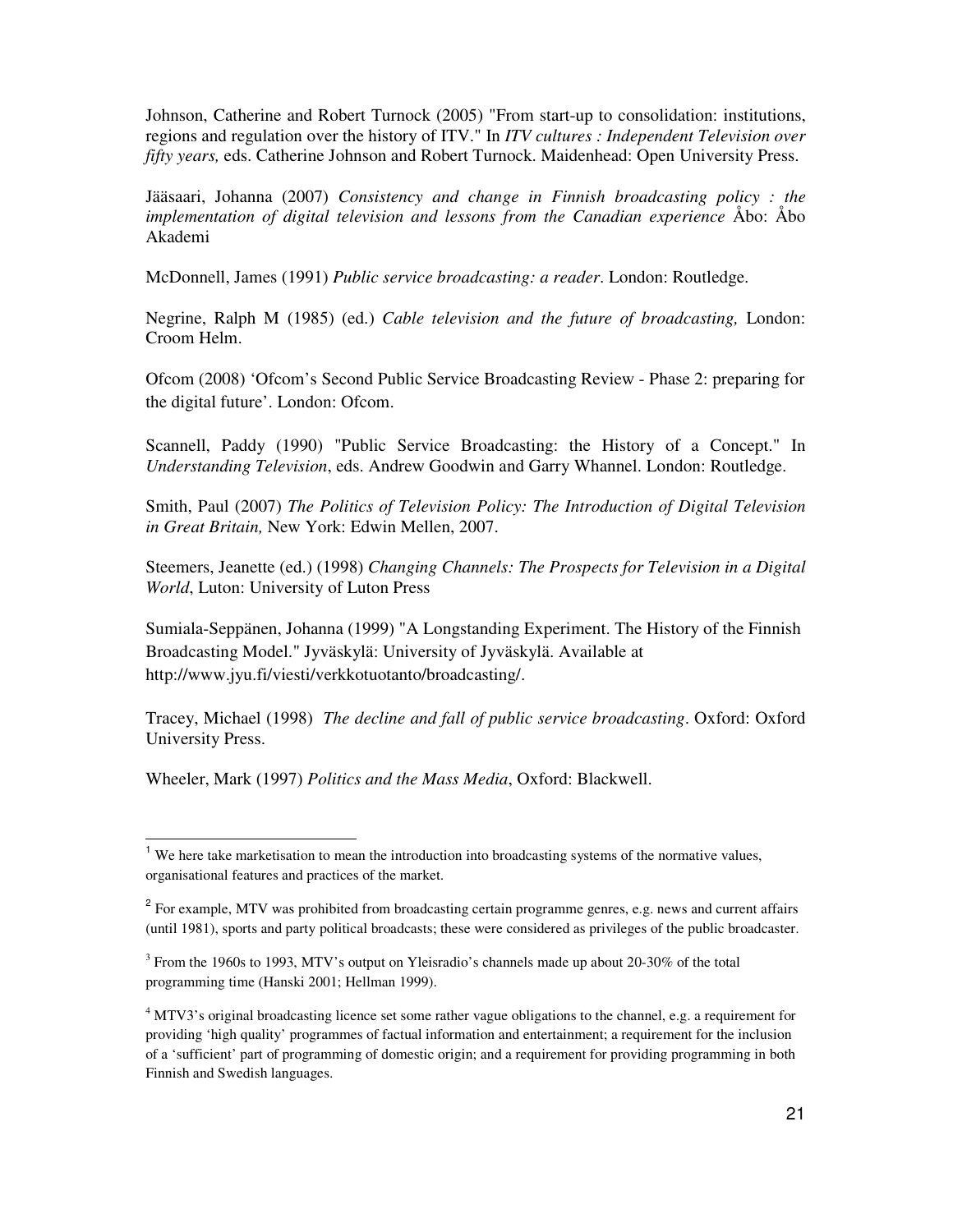Johnson, Catherine and Robert Turnock (2005) "From start-up to consolidation: institutions, regions and regulation over the history of ITV." In *ITV cultures : Independent Television over fifty years,* eds. Catherine Johnson and Robert Turnock. Maidenhead: Open University Press.

Jääsaari, Johanna (2007) *Consistency and change in Finnish broadcasting policy : the implementation of digital television and lessons from the Canadian experience* Åbo: Åbo Akademi

McDonnell, James (1991) *Public service broadcasting: a reader*. London: Routledge.

Negrine, Ralph M (1985) (ed.) *Cable television and the future of broadcasting,* London: Croom Helm.

Ofcom (2008) 'Ofcom's Second Public Service Broadcasting Review - Phase 2: preparing for the digital future'. London: Ofcom.

Scannell, Paddy (1990) "Public Service Broadcasting: the History of a Concept." In *Understanding Television*, eds. Andrew Goodwin and Garry Whannel. London: Routledge.

Smith, Paul (2007) *The Politics of Television Policy: The Introduction of Digital Television in Great Britain,* New York: Edwin Mellen, 2007.

Steemers, Jeanette (ed.) (1998) *Changing Channels: The Prospects for Television in a Digital World*, Luton: University of Luton Press

Sumiala-Seppänen, Johanna (1999) "A Longstanding Experiment. The History of the Finnish Broadcasting Model." Jyväskylä: University of Jyväskylä. Available at http://www.jyu.fi/viesti/verkkotuotanto/broadcasting/.

Tracey, Michael (1998) *The decline and fall of public service broadcasting*. Oxford: Oxford University Press.

Wheeler, Mark (1997) *Politics and the Mass Media*, Oxford: Blackwell.

---

[1] We here take marketisation to mean the introduction into broadcasting systems of the normative values, organisational features and practices of the market.

[2] For example, MTV was prohibited from broadcasting certain programme genres, e.g. news and current affairs (until 1981), sports and party political broadcasts; these were considered as privileges of the public broadcaster.

[3] From the 1960s to 1993, MTV's output on Yleisradio's channels made up about 20-30% of the total programming time (Hanski 2001; Hellman 1999).

[4] MTV3's original broadcasting licence set some rather vague obligations to the channel, e.g. a requirement for providing 'high quality' programmes of factual information and entertainment; a requirement for the inclusion of a 'sufficient' part of programming of domestic origin; and a requirement for providing programming in both Finnish and Swedish languages.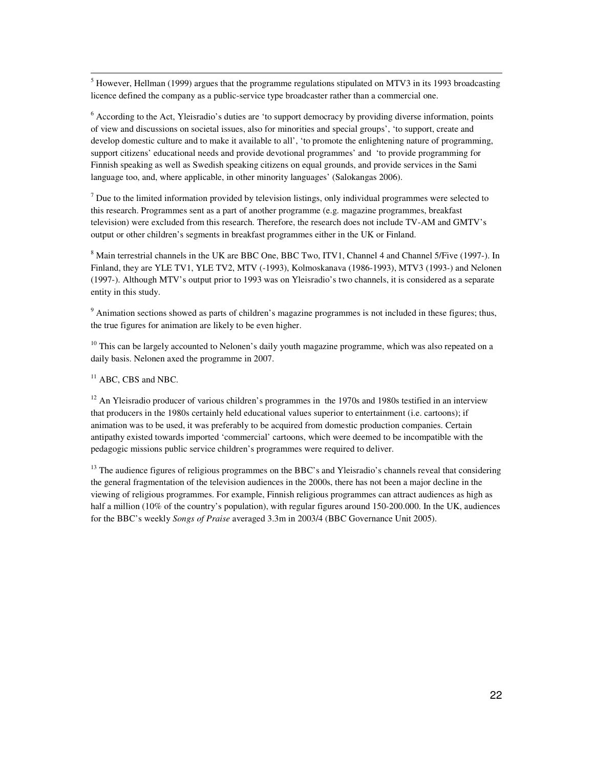[5] However, Hellman (1999) argues that the programme regulations stipulated on MTV3 in its 1993 broadcasting licence defined the company as a public-service type broadcaster rather than a commercial one.

[6] According to the Act, Yleisradio's duties are 'to support democracy by providing diverse information, points of view and discussions on societal issues, also for minorities and special groups', 'to support, create and develop domestic culture and to make it available to all', 'to promote the enlightening nature of programming, support citizens' educational needs and provide devotional programmes' and 'to provide programming for Finnish speaking as well as Swedish speaking citizens on equal grounds, and provide services in the Sami language too, and, where applicable, in other minority languages' (Salokangas 2006).

[7] Due to the limited information provided by television listings, only individual programmes were selected to this research. Programmes sent as a part of another programme (e.g. magazine programmes, breakfast television) were excluded from this research. Therefore, the research does not include TV-AM and GMTV's output or other children's segments in breakfast programmes either in the UK or Finland.

[8] Main terrestrial channels in the UK are BBC One, BBC Two, ITV1, Channel 4 and Channel 5/Five (1997-). In Finland, they are YLE TV1, YLE TV2, MTV (-1993), Kolmoskanava (1986-1993), MTV3 (1993-) and Nelonen (1997-). Although MTV's output prior to 1993 was on Yleisradio's two channels, it is considered as a separate entity in this study.

[9] Animation sections showed as parts of children's magazine programmes is not included in these figures; thus, the true figures for animation are likely to be even higher.

[10] This can be largely accounted to Nelonen's daily youth magazine programme, which was also repeated on a daily basis. Nelonen axed the programme in 2007.

[11] ABC, CBS and NBC.

[12] An Yleisradio producer of various children's programmes in the 1970s and 1980s testified in an interview that producers in the 1980s certainly held educational values superior to entertainment (i.e. cartoons); if animation was to be used, it was preferably to be acquired from domestic production companies. Certain antipathy existed towards imported 'commercial' cartoons, which were deemed to be incompatible with the pedagogic missions public service children's programmes were required to deliver.

[13] The audience figures of religious programmes on the BBC's and Yleisradio's channels reveal that considering the general fragmentation of the television audiences in the 2000s, there has not been a major decline in the viewing of religious programmes. For example, Finnish religious programmes can attract audiences as high as half a million (10% of the country's population), with regular figures around 150-200.000. In the UK, audiences for the BBC's weekly *Songs of Praise* averaged 3.3m in 2003/4 (BBC Governance Unit 2005).